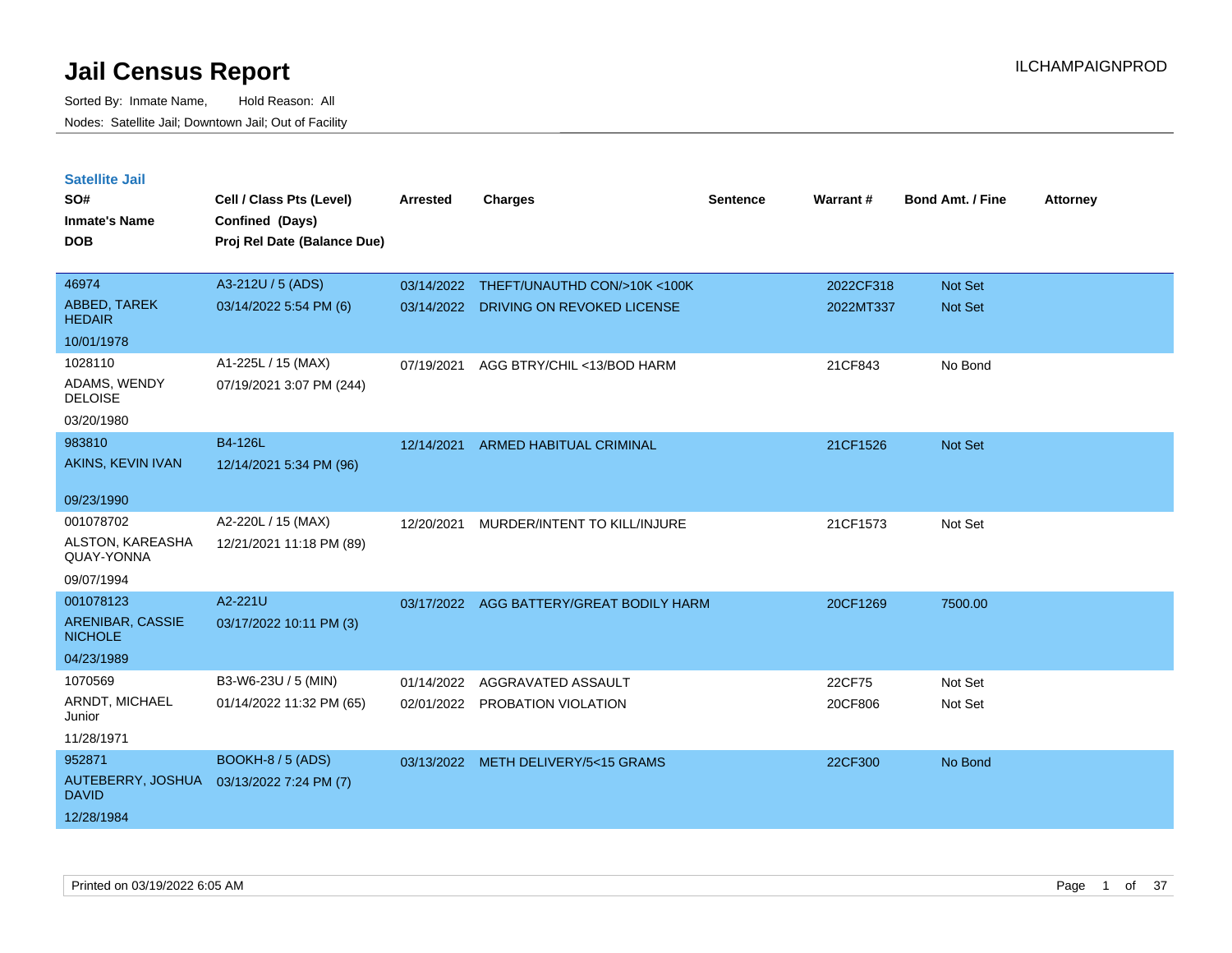# Jail Census Report

ILCHAMPAIGNPROD

Sorted By: Inmate Name, Hold Reason: All

Nodes: Satellite Jail; Downtown Jail; Out of Facility

## Satellite Jail

| SO# / Inmate's Name / DOB | Cell / Class Pts (Level) / Confined (Days) / Proj Rel Date (Balance Due) | Arrested | Charges | Sentence | Warrant # | Bond Amt. / Fine | Attorney |
|---|---|---|---|---|---|---|---|
| 46974 ABBED, TAREK HEDAIR 10/01/1978 | A3-212U / 5 (ADS) 03/14/2022 5:54 PM (6) | 03/14/2022 | THEFT/UNAUTHD CON/>10K <100K | | 2022CF318 | Not Set | |
| | | 03/14/2022 | DRIVING ON REVOKED LICENSE | | 2022MT337 | Not Set | |
| 1028110 ADAMS, WENDY DELOISE 03/20/1980 | A1-225L / 15 (MAX) 07/19/2021 3:07 PM (244) | 07/19/2021 | AGG BTRY/CHIL <13/BOD HARM | | 21CF843 | No Bond | |
| 983810 AKINS, KEVIN IVAN 09/23/1990 | B4-126L 12/14/2021 5:34 PM (96) | 12/14/2021 | ARMED HABITUAL CRIMINAL | | 21CF1526 | Not Set | |
| 001078702 ALSTON, KAREASHA QUAY-YONNA 09/07/1994 | A2-220L / 15 (MAX) 12/21/2021 11:18 PM (89) | 12/20/2021 | MURDER/INTENT TO KILL/INJURE | | 21CF1573 | Not Set | |
| 001078123 ARENIBAR, CASSIE NICHOLE 04/23/1989 | A2-221U 03/17/2022 10:11 PM (3) | 03/17/2022 | AGG BATTERY/GREAT BODILY HARM | | 20CF1269 | 7500.00 | |
| 1070569 ARNDT, MICHAEL Junior 11/28/1971 | B3-W6-23U / 5 (MIN) 01/14/2022 11:32 PM (65) | 01/14/2022 | AGGRAVATED ASSAULT | | 22CF75 | Not Set | |
| | | 02/01/2022 | PROBATION VIOLATION | | 20CF806 | Not Set | |
| 952871 AUTEBERRY, JOSHUA DAVID 12/28/1984 | BOOKH-8 / 5 (ADS) 03/13/2022 7:24 PM (7) | 03/13/2022 | METH DELIVERY/5<15 GRAMS | | 22CF300 | No Bond | |

Printed on 03/19/2022 6:05 AM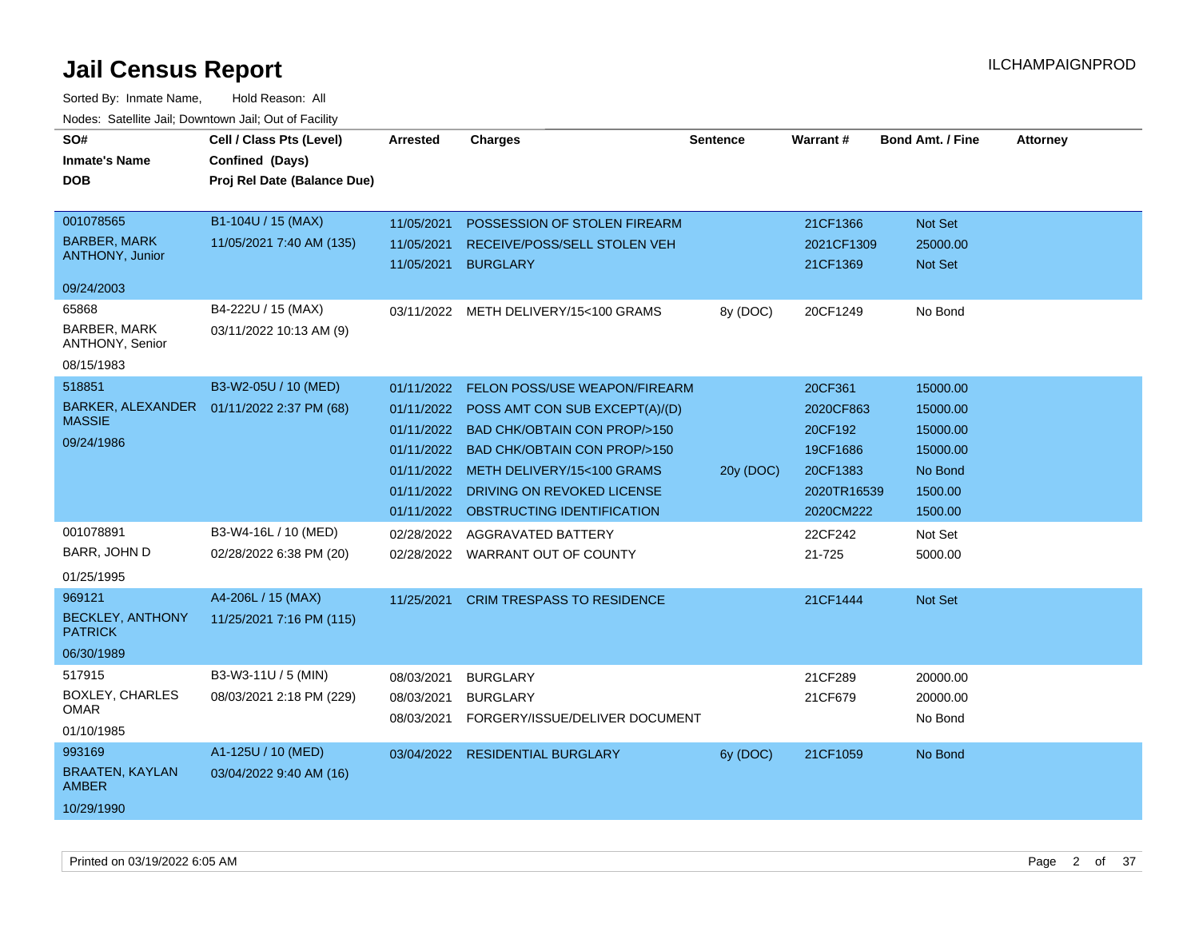# Jail Census Report

ILCHAMPAIGNPROD

Sorted By: Inmate Name, Hold Reason: All

Nodes: Satellite Jail; Downtown Jail; Out of Facility

| SO# / Inmate's Name / DOB | Cell / Class Pts (Level) / Confined (Days) / Proj Rel Date (Balance Due) | Arrested | Charges | Sentence | Warrant # | Bond Amt. / Fine | Attorney |
|---|---|---|---|---|---|---|---|
| 001078565<br>BARBER, MARK ANTHONY, Junior<br>09/24/2003 | B1-104U / 15 (MAX)<br>11/05/2021 7:40 AM (135) | 11/05/2021 | POSSESSION OF STOLEN FIREARM | | 21CF1366 | Not Set | |
| | | 11/05/2021 | RECEIVE/POSS/SELL STOLEN VEH | | 2021CF1309 | 25000.00 | |
| | | 11/05/2021 | BURGLARY | | 21CF1369 | Not Set | |
| 65868<br>BARBER, MARK ANTHONY, Senior<br>08/15/1983 | B4-222U / 15 (MAX)<br>03/11/2022 10:13 AM (9) | 03/11/2022 | METH DELIVERY/15<100 GRAMS | 8y (DOC) | 20CF1249 | No Bond | |
| 518851<br>BARKER, ALEXANDER MASSIE<br>09/24/1986 | B3-W2-05U / 10 (MED)<br>01/11/2022 2:37 PM (68) | 01/11/2022 | FELON POSS/USE WEAPON/FIREARM | | 20CF361 | 15000.00 | |
| | | 01/11/2022 | POSS AMT CON SUB EXCEPT(A)/(D) | | 2020CF863 | 15000.00 | |
| | | 01/11/2022 | BAD CHK/OBTAIN CON PROP/>150 | | 20CF192 | 15000.00 | |
| | | 01/11/2022 | BAD CHK/OBTAIN CON PROP/>150 | | 19CF1686 | 15000.00 | |
| | | 01/11/2022 | METH DELIVERY/15<100 GRAMS | 20y (DOC) | 20CF1383 | No Bond | |
| | | 01/11/2022 | DRIVING ON REVOKED LICENSE | | 2020TR16539 | 1500.00 | |
| | | 01/11/2022 | OBSTRUCTING IDENTIFICATION | | 2020CM222 | 1500.00 | |
| 001078891<br>BARR, JOHN D<br>01/25/1995 | B3-W4-16L / 10 (MED)<br>02/28/2022 6:38 PM (20) | 02/28/2022 | AGGRAVATED BATTERY | | 22CF242 | Not Set | |
| | | 02/28/2022 | WARRANT OUT OF COUNTY | | 21-725 | 5000.00 | |
| 969121<br>BECKLEY, ANTHONY PATRICK<br>06/30/1989 | A4-206L / 15 (MAX)<br>11/25/2021 7:16 PM (115) | 11/25/2021 | CRIM TRESPASS TO RESIDENCE | | 21CF1444 | Not Set | |
| 517915<br>BOXLEY, CHARLES OMAR<br>01/10/1985 | B3-W3-11U / 5 (MIN)<br>08/03/2021 2:18 PM (229) | 08/03/2021 | BURGLARY | | 21CF289 | 20000.00 | |
| | | 08/03/2021 | BURGLARY | | 21CF679 | 20000.00 | |
| | | 08/03/2021 | FORGERY/ISSUE/DELIVER DOCUMENT | | | No Bond | |
| 993169<br>BRAATEN, KAYLAN AMBER<br>10/29/1990 | A1-125U / 10 (MED)<br>03/04/2022 9:40 AM (16) | 03/04/2022 | RESIDENTIAL BURGLARY | 6y (DOC) | 21CF1059 | No Bond | |

Printed on 03/19/2022 6:05 AM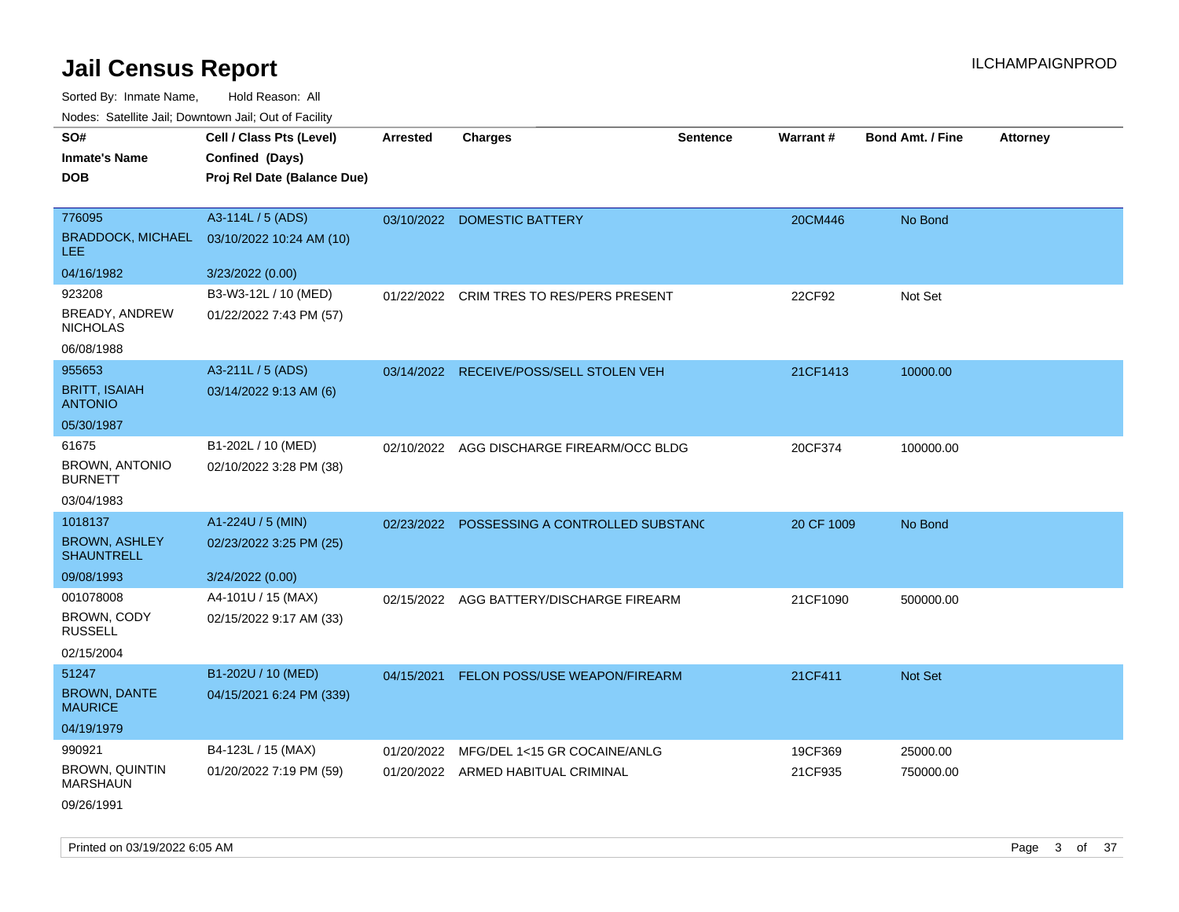# Jail Census Report

ILCHAMPAIGNPROD

Sorted By: Inmate Name, Hold Reason: All

Nodes: Satellite Jail; Downtown Jail; Out of Facility

| SO# / Inmate's Name / DOB | Cell / Class Pts (Level) / Confined (Days) / Proj Rel Date (Balance Due) | Arrested | Charges | Sentence | Warrant # | Bond Amt. / Fine | Attorney |
|---|---|---|---|---|---|---|---|
| 776095<br>BRADDOCK, MICHAEL LEE<br>04/16/1982 | A3-114L / 5 (ADS)<br>03/10/2022 10:24 AM (10)<br>3/23/2022 (0.00) | 03/10/2022 | DOMESTIC BATTERY | | 20CM446 | No Bond | |
| 923208<br>BREADY, ANDREW NICHOLAS<br>06/08/1988 | B3-W3-12L / 10 (MED)<br>01/22/2022 7:43 PM (57) | 01/22/2022 | CRIM TRES TO RES/PERS PRESENT | | 22CF92 | Not Set | |
| 955653<br>BRITT, ISAIAH ANTONIO<br>05/30/1987 | A3-211L / 5 (ADS)<br>03/14/2022 9:13 AM (6) | 03/14/2022 | RECEIVE/POSS/SELL STOLEN VEH | | 21CF1413 | 10000.00 | |
| 61675<br>BROWN, ANTONIO BURNETT<br>03/04/1983 | B1-202L / 10 (MED)<br>02/10/2022 3:28 PM (38) | 02/10/2022 | AGG DISCHARGE FIREARM/OCC BLDG | | 20CF374 | 100000.00 | |
| 1018137<br>BROWN, ASHLEY SHAUNTRELL<br>09/08/1993 | A1-224U / 5 (MIN)<br>02/23/2022 3:25 PM (25)<br>3/24/2022 (0.00) | 02/23/2022 | POSSESSING A CONTROLLED SUBSTANC | | 20 CF 1009 | No Bond | |
| 001078008<br>BROWN, CODY RUSSELL<br>02/15/2004 | A4-101U / 15 (MAX)<br>02/15/2022 9:17 AM (33) | 02/15/2022 | AGG BATTERY/DISCHARGE FIREARM | | 21CF1090 | 500000.00 | |
| 51247<br>BROWN, DANTE MAURICE<br>04/19/1979 | B1-202U / 10 (MED)<br>04/15/2021 6:24 PM (339) | 04/15/2021 | FELON POSS/USE WEAPON/FIREARM | | 21CF411 | Not Set | |
| 990921<br>BROWN, QUINTIN MARSHAUN<br>09/26/1991 | B4-123L / 15 (MAX)<br>01/20/2022 7:19 PM (59) | 01/20/2022<br>01/20/2022 | MFG/DEL 1<15 GR COCAINE/ANLG<br>ARMED HABITUAL CRIMINAL | | 19CF369<br>21CF935 | 25000.00<br>750000.00 | |

Printed on 03/19/2022 6:05 AM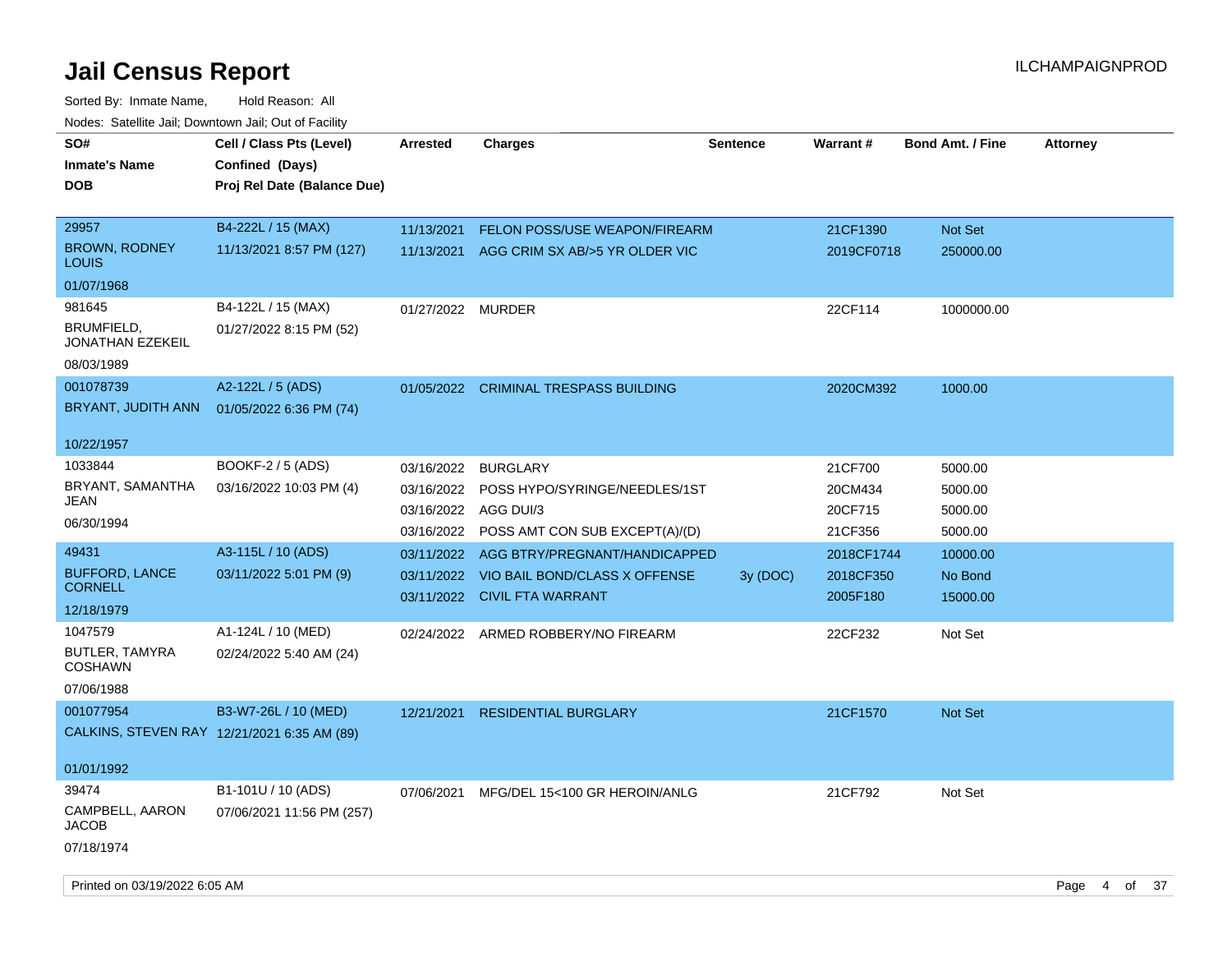# Jail Census Report

ILCHAMPAIGNPROD

Sorted By: Inmate Name, Hold Reason: All

Nodes: Satellite Jail; Downtown Jail; Out of Facility

| SO# / Inmate's Name / DOB | Cell / Class Pts (Level) / Confined (Days) / Proj Rel Date (Balance Due) | Arrested | Charges | Sentence | Warrant # | Bond Amt. / Fine | Attorney |
|---|---|---|---|---|---|---|---|
| 29957<br>BROWN, RODNEY LOUIS<br>01/07/1968 | B4-222L / 15 (MAX)<br>11/13/2021 8:57 PM (127) | 11/13/2021 | FELON POSS/USE WEAPON/FIREARM | | 21CF1390 | Not Set | |
| | | 11/13/2021 | AGG CRIM SX AB/>5 YR OLDER VIC | | 2019CF0718 | 250000.00 | |
| 981645<br>BRUMFIELD, JONATHAN EZEKEIL<br>08/03/1989 | B4-122L / 15 (MAX)<br>01/27/2022 8:15 PM (52) | 01/27/2022 | MURDER | | 22CF114 | 1000000.00 | |
| 001078739<br>BRYANT, JUDITH ANN<br>10/22/1957 | A2-122L / 5 (ADS)<br>01/05/2022 6:36 PM (74) | 01/05/2022 | CRIMINAL TRESPASS BUILDING | | 2020CM392 | 1000.00 | |
| 1033844<br>BRYANT, SAMANTHA JEAN<br>06/30/1994 | BOOKF-2 / 5 (ADS)<br>03/16/2022 10:03 PM (4) | 03/16/2022 | BURGLARY | | 21CF700 | 5000.00 | |
| | | 03/16/2022 | POSS HYPO/SYRINGE/NEEDLES/1ST | | 20CM434 | 5000.00 | |
| | | 03/16/2022 | AGG DUI/3 | | 20CF715 | 5000.00 | |
| | | 03/16/2022 | POSS AMT CON SUB EXCEPT(A)/(D) | | 21CF356 | 5000.00 | |
| 49431<br>BUFFORD, LANCE CORNELL<br>12/18/1979 | A3-115L / 10 (ADS)<br>03/11/2022 5:01 PM (9) | 03/11/2022 | AGG BTRY/PREGNANT/HANDICAPPED | | 2018CF1744 | 10000.00 | |
| | | 03/11/2022 | VIO BAIL BOND/CLASS X OFFENSE | 3y (DOC) | 2018CF350 | No Bond | |
| | | 03/11/2022 | CIVIL FTA WARRANT | | 2005F180 | 15000.00 | |
| 1047579<br>BUTLER, TAMYRA COSHAWN<br>07/06/1988 | A1-124L / 10 (MED)<br>02/24/2022 5:40 AM (24) | 02/24/2022 | ARMED ROBBERY/NO FIREARM | | 22CF232 | Not Set | |
| 001077954<br>CALKINS, STEVEN RAY<br>01/01/1992 | B3-W7-26L / 10 (MED)<br>12/21/2021 6:35 AM (89) | 12/21/2021 | RESIDENTIAL BURGLARY | | 21CF1570 | Not Set | |
| 39474<br>CAMPBELL, AARON JACOB<br>07/18/1974 | B1-101U / 10 (ADS)<br>07/06/2021 11:56 PM (257) | 07/06/2021 | MFG/DEL 15<100 GR HEROIN/ANLG | | 21CF792 | Not Set | |

Printed on 03/19/2022 6:05 AM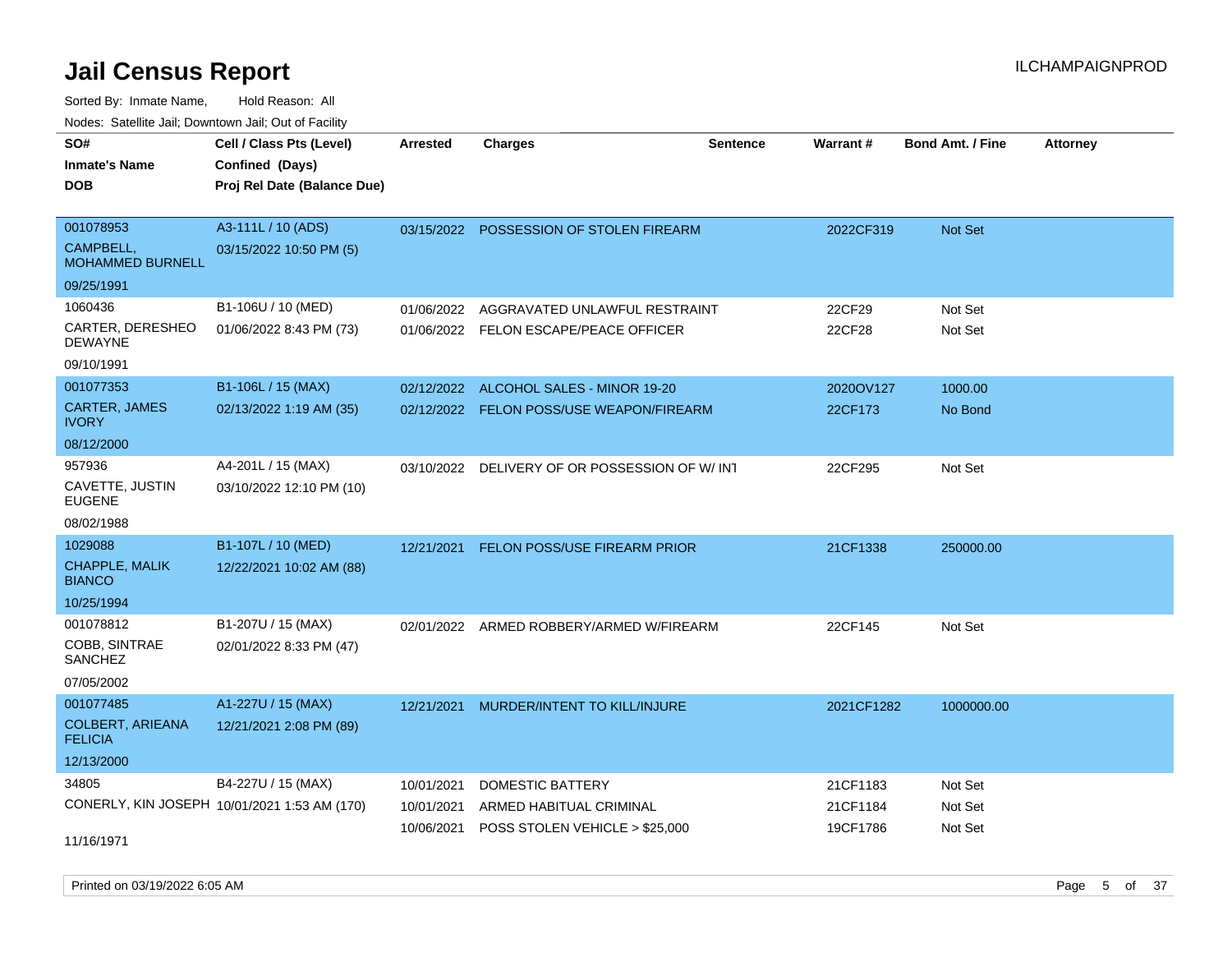# Jail Census Report

Sorted By: Inmate Name, Hold Reason: All

Nodes: Satellite Jail; Downtown Jail; Out of Facility

| SO# / Inmate's Name / DOB | Cell / Class Pts (Level) / Confined (Days) / Proj Rel Date (Balance Due) | Arrested | Charges | Sentence | Warrant # | Bond Amt. / Fine | Attorney |
|---|---|---|---|---|---|---|---|
| 001078953<br>CAMPBELL, MOHAMMED BURNELL<br>09/25/1991 | A3-111L / 10 (ADS)<br>03/15/2022 10:50 PM (5) | 03/15/2022 | POSSESSION OF STOLEN FIREARM | | 2022CF319 | Not Set | |
| 1060436<br>CARTER, DERESHEO DEWAYNE<br>09/10/1991 | B1-106U / 10 (MED)<br>01/06/2022 8:43 PM (73) | 01/06/2022 | AGGRAVATED UNLAWFUL RESTRAINT | | 22CF29 | Not Set | |
| | | 01/06/2022 | FELON ESCAPE/PEACE OFFICER | | 22CF28 | Not Set | |
| 001077353<br>CARTER, JAMES IVORY<br>08/12/2000 | B1-106L / 15 (MAX)<br>02/13/2022 1:19 AM (35) | 02/12/2022 | ALCOHOL SALES - MINOR 19-20 | | 2020OV127 | 1000.00 | |
| | | 02/12/2022 | FELON POSS/USE WEAPON/FIREARM | | 22CF173 | No Bond | |
| 957936<br>CAVETTE, JUSTIN EUGENE<br>08/02/1988 | A4-201L / 15 (MAX)<br>03/10/2022 12:10 PM (10) | 03/10/2022 | DELIVERY OF OR POSSESSION OF W/ INT | | 22CF295 | Not Set | |
| 1029088<br>CHAPPLE, MALIK BIANCO<br>10/25/1994 | B1-107L / 10 (MED)<br>12/22/2021 10:02 AM (88) | 12/21/2021 | FELON POSS/USE FIREARM PRIOR | | 21CF1338 | 250000.00 | |
| 001078812<br>COBB, SINTRAE SANCHEZ<br>07/05/2002 | B1-207U / 15 (MAX)<br>02/01/2022 8:33 PM (47) | 02/01/2022 | ARMED ROBBERY/ARMED W/FIREARM | | 22CF145 | Not Set | |
| 001077485<br>COLBERT, ARIEANA FELICIA<br>12/13/2000 | A1-227U / 15 (MAX)<br>12/21/2021 2:08 PM (89) | 12/21/2021 | MURDER/INTENT TO KILL/INJURE | | 2021CF1282 | 1000000.00 | |
| 34805<br>CONERLY, KIN JOSEPH<br>11/16/1971 | B4-227U / 15 (MAX)<br>10/01/2021 1:53 AM (170) | 10/01/2021 | DOMESTIC BATTERY | | 21CF1183 | Not Set | |
| | | 10/01/2021 | ARMED HABITUAL CRIMINAL | | 21CF1184 | Not Set | |
| | | 10/06/2021 | POSS STOLEN VEHICLE > $25,000 | | 19CF1786 | Not Set | |

Printed on 03/19/2022 6:05 AM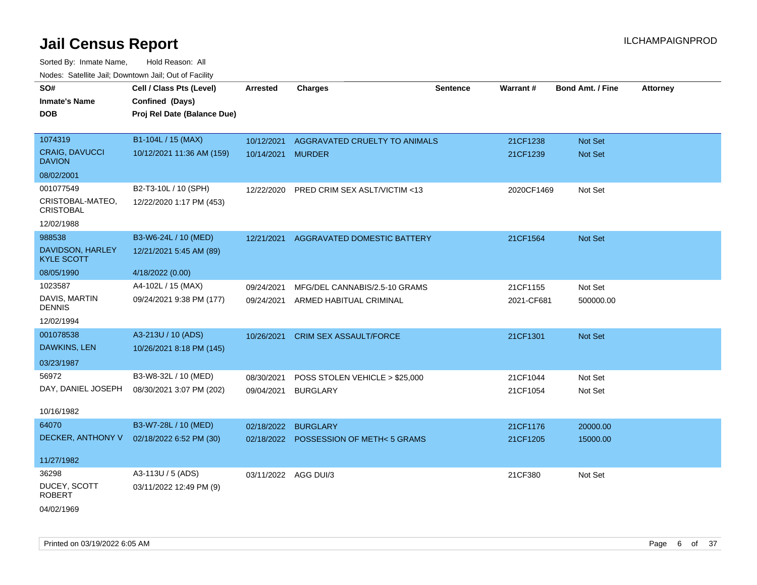# Jail Census Report

Sorted By: Inmate Name, Hold Reason: All

Nodes: Satellite Jail; Downtown Jail; Out of Facility

| SO# / Inmate's Name / DOB | Cell / Class Pts (Level) / Confined (Days) / Proj Rel Date (Balance Due) | Arrested | Charges | Sentence | Warrant # | Bond Amt. / Fine | Attorney |
|---|---|---|---|---|---|---|---|
| 1074319<br>CRAIG, DAVUCCI DAVION<br>08/02/2001 | B1-104L / 15 (MAX)<br>10/12/2021 11:36 AM (159) | 10/12/2021<br>10/14/2021 | AGGRAVATED CRUELTY TO ANIMALS<br>MURDER | | 21CF1238<br>21CF1239 | Not Set<br>Not Set | |
| 001077549<br>CRISTOBAL-MATEO, CRISTOBAL<br>12/02/1988 | B2-T3-10L / 10 (SPH)<br>12/22/2020 1:17 PM (453) | 12/22/2020 | PRED CRIM SEX ASLT/VICTIM <13 | | 2020CF1469 | Not Set | |
| 988538<br>DAVIDSON, HARLEY KYLE SCOTT<br>08/05/1990 | B3-W6-24L / 10 (MED)<br>12/21/2021 5:45 AM (89)<br>4/18/2022 (0.00) | 12/21/2021 | AGGRAVATED DOMESTIC BATTERY | | 21CF1564 | Not Set | |
| 1023587<br>DAVIS, MARTIN DENNIS<br>12/02/1994 | A4-102L / 15 (MAX)<br>09/24/2021 9:38 PM (177) | 09/24/2021<br>09/24/2021 | MFG/DEL CANNABIS/2.5-10 GRAMS<br>ARMED HABITUAL CRIMINAL | | 21CF1155<br>2021-CF681 | Not Set<br>500000.00 | |
| 001078538<br>DAWKINS, LEN<br>03/23/1987 | A3-213U / 10 (ADS)<br>10/26/2021 8:18 PM (145) | 10/26/2021 | CRIM SEX ASSAULT/FORCE | | 21CF1301 | Not Set | |
| 56972<br>DAY, DANIEL JOSEPH<br>10/16/1982 | B3-W8-32L / 10 (MED)<br>08/30/2021 3:07 PM (202) | 08/30/2021<br>09/04/2021 | POSS STOLEN VEHICLE > $25,000<br>BURGLARY | | 21CF1044<br>21CF1054 | Not Set<br>Not Set | |
| 64070<br>DECKER, ANTHONY V<br>11/27/1982 | B3-W7-28L / 10 (MED)<br>02/18/2022 6:52 PM (30) | 02/18/2022<br>02/18/2022 | BURGLARY<br>POSSESSION OF METH< 5 GRAMS | | 21CF1176<br>21CF1205 | 20000.00<br>15000.00 | |
| 36298<br>DUCEY, SCOTT ROBERT<br>04/02/1969 | A3-113U / 5 (ADS)<br>03/11/2022 12:49 PM (9) | 03/11/2022 | AGG DUI/3 | | 21CF380 | Not Set | |

Printed on 03/19/2022 6:05 AM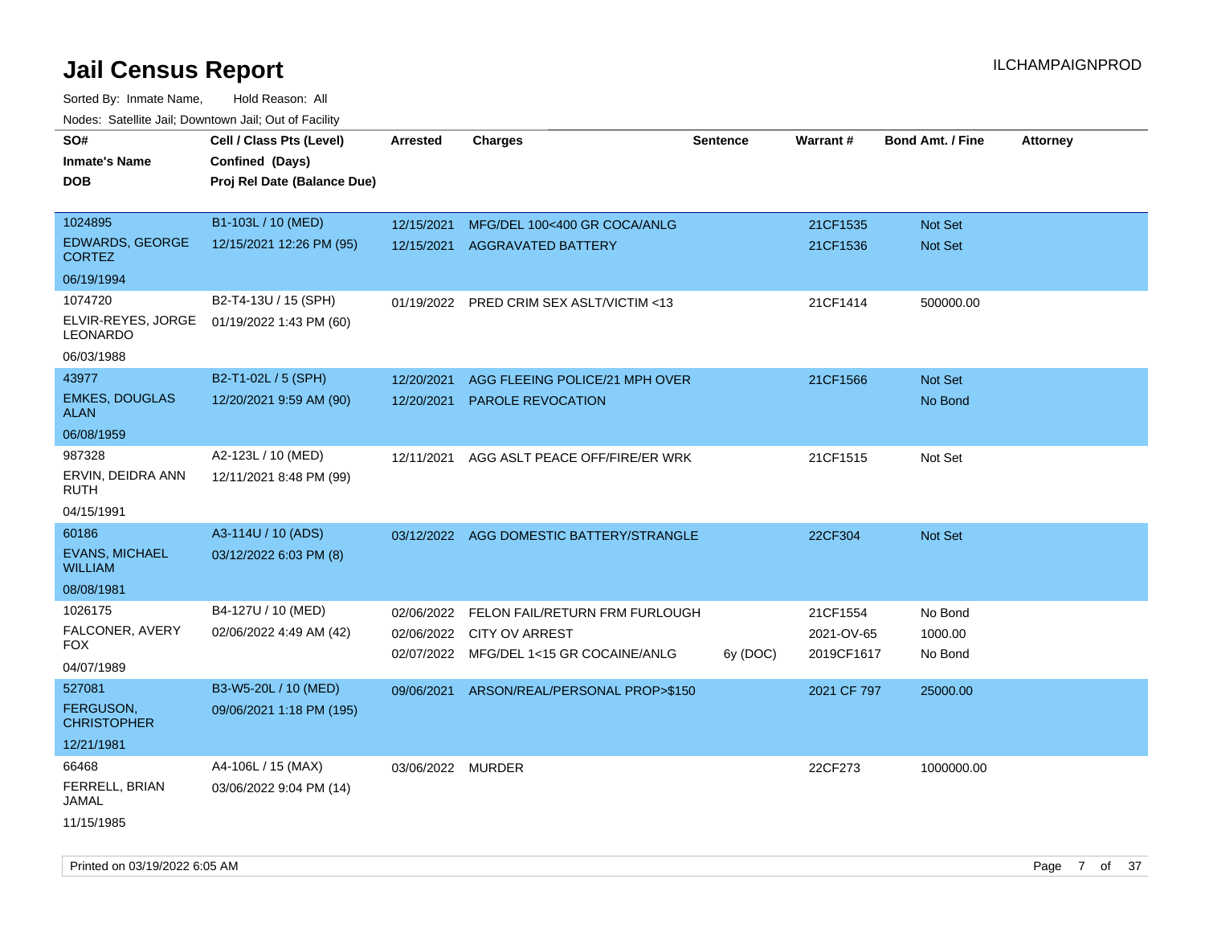# Jail Census Report

ILCHAMPAIGNPROD

Sorted By: Inmate Name, Hold Reason: All

Nodes: Satellite Jail; Downtown Jail; Out of Facility

| SO# / Inmate's Name / DOB | Cell / Class Pts (Level) / Confined (Days) / Proj Rel Date (Balance Due) | Arrested | Charges | Sentence | Warrant # | Bond Amt. / Fine | Attorney |
|---|---|---|---|---|---|---|---|
| 1024895<br>EDWARDS, GEORGE CORTEZ<br>06/19/1994 | B1-103L / 10 (MED)<br>12/15/2021 12:26 PM (95) | 12/15/2021<br>12/15/2021 | MFG/DEL 100<400 GR COCA/ANLG<br>AGGRAVATED BATTERY | | 21CF1535<br>21CF1536 | Not Set<br>Not Set | |
| 1074720<br>ELVIR-REYES, JORGE LEONARDO<br>06/03/1988 | B2-T4-13U / 15 (SPH)<br>01/19/2022 1:43 PM (60) | 01/19/2022 | PRED CRIM SEX ASLT/VICTIM <13 | | 21CF1414 | 500000.00 | |
| 43977<br>EMKES, DOUGLAS ALAN<br>06/08/1959 | B2-T1-02L / 5 (SPH)<br>12/20/2021 9:59 AM (90) | 12/20/2021<br>12/20/2021 | AGG FLEEING POLICE/21 MPH OVER<br>PAROLE REVOCATION | | 21CF1566 | Not Set<br>No Bond | |
| 987328<br>ERVIN, DEIDRA ANN RUTH<br>04/15/1991 | A2-123L / 10 (MED)<br>12/11/2021 8:48 PM (99) | 12/11/2021 | AGG ASLT PEACE OFF/FIRE/ER WRK | | 21CF1515 | Not Set | |
| 60186<br>EVANS, MICHAEL WILLIAM<br>08/08/1981 | A3-114U / 10 (ADS)<br>03/12/2022 6:03 PM (8) | 03/12/2022 | AGG DOMESTIC BATTERY/STRANGLE | | 22CF304 | Not Set | |
| 1026175<br>FALCONER, AVERY FOX<br>04/07/1989 | B4-127U / 10 (MED)<br>02/06/2022 4:49 AM (42) | 02/06/2022<br>02/06/2022<br>02/07/2022 | FELON FAIL/RETURN FRM FURLOUGH<br>CITY OV ARREST<br>MFG/DEL 1<15 GR COCAINE/ANLG | <br><br>6y (DOC) | 21CF1554<br>2021-OV-65<br>2019CF1617 | No Bond<br>1000.00<br>No Bond | |
| 527081<br>FERGUSON, CHRISTOPHER<br>12/21/1981 | B3-W5-20L / 10 (MED)<br>09/06/2021 1:18 PM (195) | 09/06/2021 | ARSON/REAL/PERSONAL PROP>$150 | | 2021 CF 797 | 25000.00 | |
| 66468<br>FERRELL, BRIAN JAMAL<br>11/15/1985 | A4-106L / 15 (MAX)<br>03/06/2022 9:04 PM (14) | 03/06/2022 | MURDER | | 22CF273 | 1000000.00 | |

Printed on 03/19/2022 6:05 AM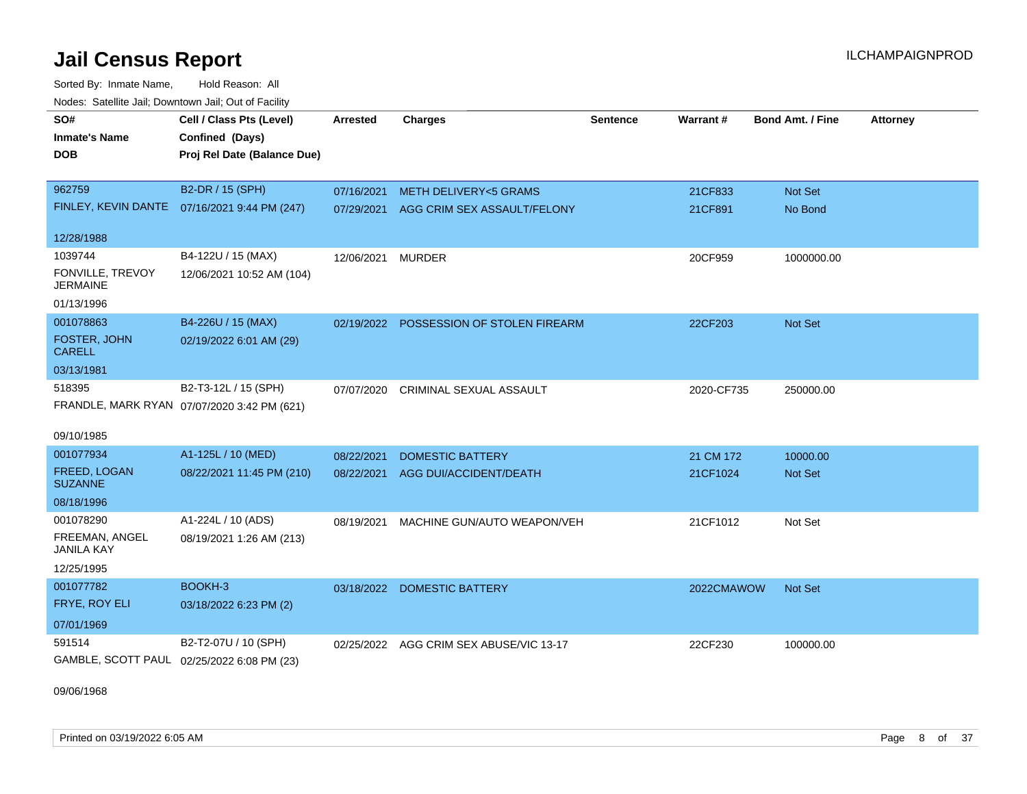# Jail Census Report

ILCHAMPAIGNPROD

Sorted By: Inmate Name, Hold Reason: All

Nodes: Satellite Jail; Downtown Jail; Out of Facility

| SO# / Inmate's Name / DOB | Cell / Class Pts (Level) / Confined (Days) / Proj Rel Date (Balance Due) | Arrested | Charges | Sentence | Warrant # | Bond Amt. / Fine | Attorney |
|---|---|---|---|---|---|---|---|
| 962759<br>FINLEY, KEVIN DANTE<br>12/28/1988 | B2-DR / 15 (SPH)<br>07/16/2021 9:44 PM (247) | 07/16/2021 | METH DELIVERY<5 GRAMS | | 21CF833 | Not Set | |
| | | 07/29/2021 | AGG CRIM SEX ASSAULT/FELONY | | 21CF891 | No Bond | |
| 1039744<br>FONVILLE, TREVOY JERMAINE<br>01/13/1996 | B4-122U / 15 (MAX)<br>12/06/2021 10:52 AM (104) | 12/06/2021 | MURDER | | 20CF959 | 1000000.00 | |
| 001078863<br>FOSTER, JOHN CARELL<br>03/13/1981 | B4-226U / 15 (MAX)<br>02/19/2022 6:01 AM (29) | 02/19/2022 | POSSESSION OF STOLEN FIREARM | | 22CF203 | Not Set | |
| 518395<br>FRANDLE, MARK RYAN<br>09/10/1985 | B2-T3-12L / 15 (SPH)<br>07/07/2020 3:42 PM (621) | 07/07/2020 | CRIMINAL SEXUAL ASSAULT | | 2020-CF735 | 250000.00 | |
| 001077934<br>FREED, LOGAN SUZANNE<br>08/18/1996 | A1-125L / 10 (MED)<br>08/22/2021 11:45 PM (210) | 08/22/2021 | DOMESTIC BATTERY | | 21 CM 172 | 10000.00 | |
| | | 08/22/2021 | AGG DUI/ACCIDENT/DEATH | | 21CF1024 | Not Set | |
| 001078290<br>FREEMAN, ANGEL JANILA KAY<br>12/25/1995 | A1-224L / 10 (ADS)<br>08/19/2021 1:26 AM (213) | 08/19/2021 | MACHINE GUN/AUTO WEAPON/VEH | | 21CF1012 | Not Set | |
| 001077782<br>FRYE, ROY ELI<br>07/01/1969 | BOOKH-3<br>03/18/2022 6:23 PM (2) | 03/18/2022 | DOMESTIC BATTERY | | 2022CMAWOW | Not Set | |
| 591514<br>GAMBLE, SCOTT PAUL<br>09/06/1968 | B2-T2-07U / 10 (SPH)<br>02/25/2022 6:08 PM (23) | 02/25/2022 | AGG CRIM SEX ABUSE/VIC 13-17 | | 22CF230 | 100000.00 | |

Printed on 03/19/2022 6:05 AM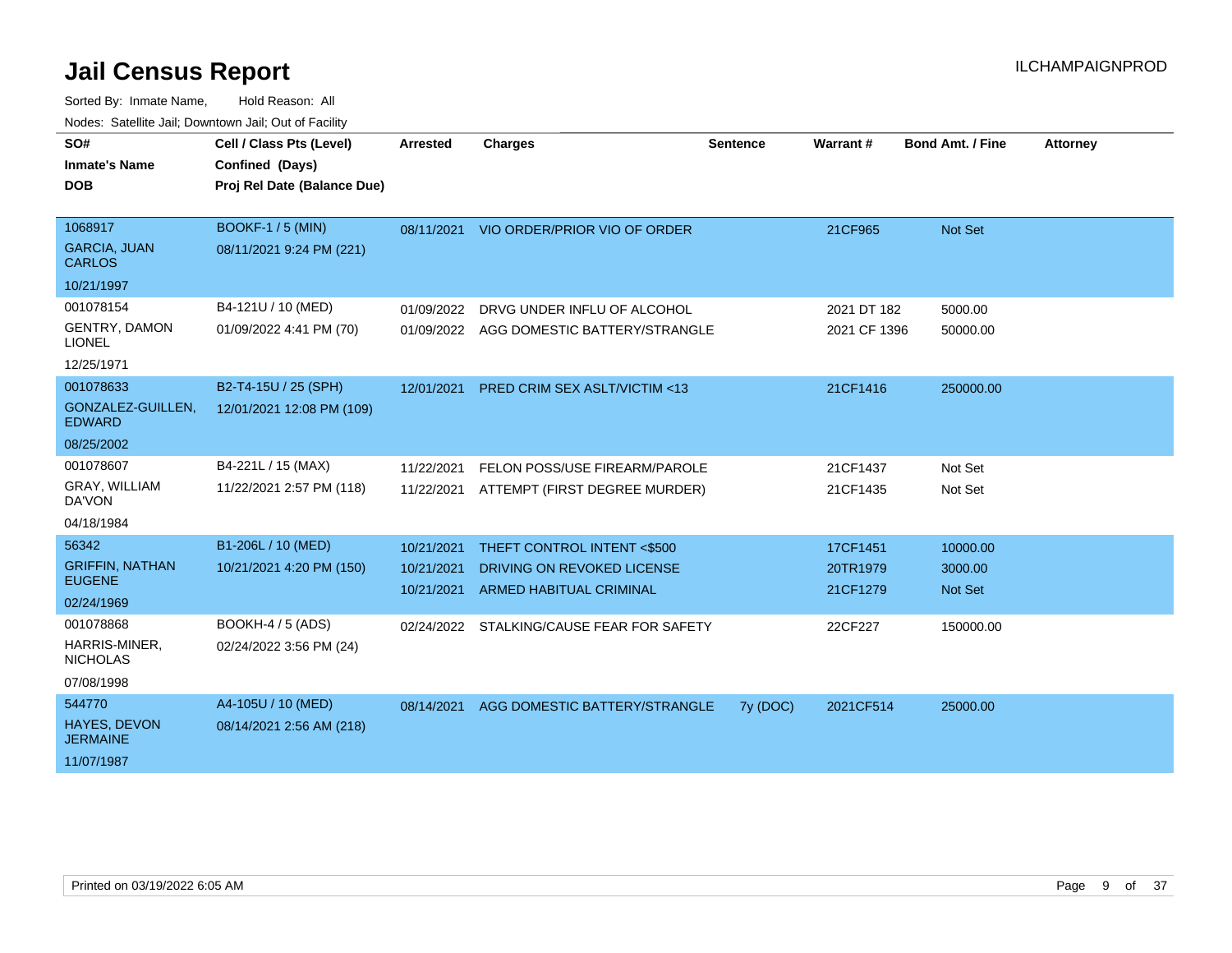# Jail Census Report

ILCHAMPAIGNPROD

Sorted By: Inmate Name, Hold Reason: All

Nodes: Satellite Jail; Downtown Jail; Out of Facility

| SO# / Inmate's Name / DOB | Cell / Class Pts (Level) / Confined (Days) / Proj Rel Date (Balance Due) | Arrested | Charges | Sentence | Warrant # | Bond Amt. / Fine | Attorney |
|---|---|---|---|---|---|---|---|
| 1068917<br>GARCIA, JUAN CARLOS<br>10/21/1997 | BOOKF-1 / 5 (MIN)<br>08/11/2021 9:24 PM (221) | 08/11/2021 | VIO ORDER/PRIOR VIO OF ORDER | | 21CF965 | Not Set | |
| 001078154<br>GENTRY, DAMON LIONEL<br>12/25/1971 | B4-121U / 10 (MED)<br>01/09/2022 4:41 PM (70) | 01/09/2022 | DRVG UNDER INFLU OF ALCOHOL | | 2021 DT 182 | 5000.00 | |
| | | 01/09/2022 | AGG DOMESTIC BATTERY/STRANGLE | | 2021 CF 1396 | 50000.00 | |
| 001078633<br>GONZALEZ-GUILLEN, EDWARD<br>08/25/2002 | B2-T4-15U / 25 (SPH)<br>12/01/2021 12:08 PM (109) | 12/01/2021 | PRED CRIM SEX ASLT/VICTIM <13 | | 21CF1416 | 250000.00 | |
| 001078607<br>GRAY, WILLIAM DA'VON<br>04/18/1984 | B4-221L / 15 (MAX)<br>11/22/2021 2:57 PM (118) | 11/22/2021 | FELON POSS/USE FIREARM/PAROLE | | 21CF1437 | Not Set | |
| | | 11/22/2021 | ATTEMPT (FIRST DEGREE MURDER) | | 21CF1435 | Not Set | |
| 56342<br>GRIFFIN, NATHAN EUGENE<br>02/24/1969 | B1-206L / 10 (MED)<br>10/21/2021 4:20 PM (150) | 10/21/2021 | THEFT CONTROL INTENT <$500 | | 17CF1451 | 10000.00 | |
| | | 10/21/2021 | DRIVING ON REVOKED LICENSE | | 20TR1979 | 3000.00 | |
| | | 10/21/2021 | ARMED HABITUAL CRIMINAL | | 21CF1279 | Not Set | |
| 001078868<br>HARRIS-MINER, NICHOLAS<br>07/08/1998 | BOOKH-4 / 5 (ADS)<br>02/24/2022 3:56 PM (24) | 02/24/2022 | STALKING/CAUSE FEAR FOR SAFETY | | 22CF227 | 150000.00 | |
| 544770<br>HAYES, DEVON JERMAINE<br>11/07/1987 | A4-105U / 10 (MED)<br>08/14/2021 2:56 AM (218) | 08/14/2021 | AGG DOMESTIC BATTERY/STRANGLE | 7y (DOC) | 2021CF514 | 25000.00 | |

Printed on 03/19/2022 6:05 AM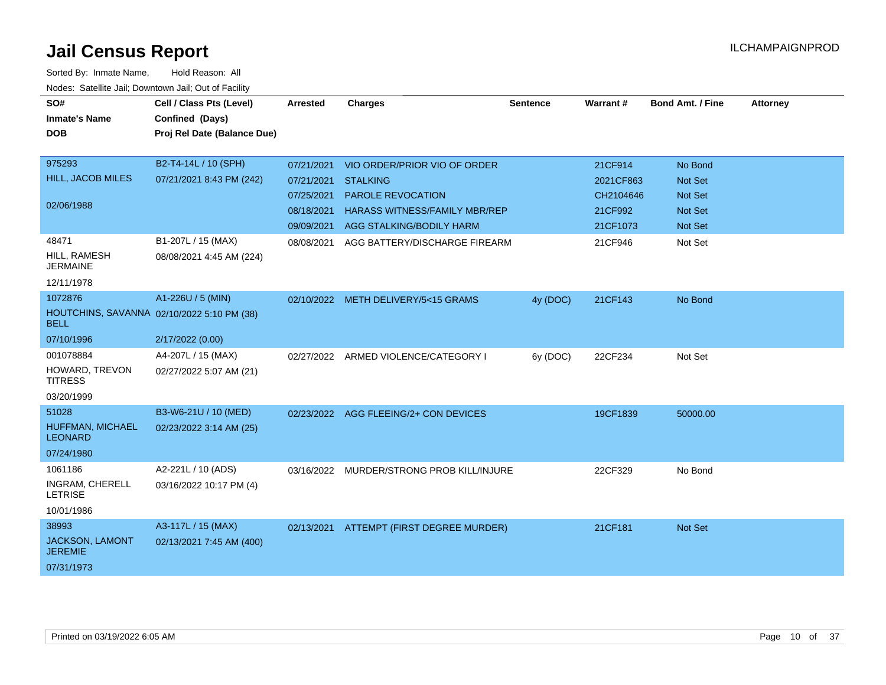# Jail Census Report

ILCHAMPAIGNPROD

Sorted By: Inmate Name, Hold Reason: All

Nodes: Satellite Jail; Downtown Jail; Out of Facility

| SO# / Inmate's Name / DOB | Cell / Class Pts (Level) / Confined (Days) / Proj Rel Date (Balance Due) | Arrested | Charges | Sentence | Warrant # | Bond Amt. / Fine | Attorney |
|---|---|---|---|---|---|---|---|
| 975293<br>HILL, JACOB MILES<br>02/06/1988 | B2-T4-14L / 10 (SPH)<br>07/21/2021 8:43 PM (242) | 07/21/2021 | VIO ORDER/PRIOR VIO OF ORDER | | 21CF914 | No Bond | |
| | | 07/21/2021 | STALKING | | 2021CF863 | Not Set | |
| | | 07/25/2021 | PAROLE REVOCATION | | CH2104646 | Not Set | |
| | | 08/18/2021 | HARASS WITNESS/FAMILY MBR/REP | | 21CF992 | Not Set | |
| | | 09/09/2021 | AGG STALKING/BODILY HARM | | 21CF1073 | Not Set | |
| 48471<br>HILL, RAMESH JERMAINE<br>12/11/1978 | B1-207L / 15 (MAX)<br>08/08/2021 4:45 AM (224) | 08/08/2021 | AGG BATTERY/DISCHARGE FIREARM | | 21CF946 | Not Set | |
| 1072876<br>HOUTCHINS, SAVANNA BELL<br>07/10/1996 | A1-226U / 5 (MIN)<br>02/10/2022 5:10 PM (38)<br>2/17/2022 (0.00) | 02/10/2022 | METH DELIVERY/5<15 GRAMS | 4y (DOC) | 21CF143 | No Bond | |
| 001078884<br>HOWARD, TREVON TITRESS<br>03/20/1999 | A4-207L / 15 (MAX)<br>02/27/2022 5:07 AM (21) | 02/27/2022 | ARMED VIOLENCE/CATEGORY I | 6y (DOC) | 22CF234 | Not Set | |
| 51028<br>HUFFMAN, MICHAEL LEONARD<br>07/24/1980 | B3-W6-21U / 10 (MED)<br>02/23/2022 3:14 AM (25) | 02/23/2022 | AGG FLEEING/2+ CON DEVICES | | 19CF1839 | 50000.00 | |
| 1061186<br>INGRAM, CHERELL LETRISE<br>10/01/1986 | A2-221L / 10 (ADS)<br>03/16/2022 10:17 PM (4) | 03/16/2022 | MURDER/STRONG PROB KILL/INJURE | | 22CF329 | No Bond | |
| 38993<br>JACKSON, LAMONT JEREMIE<br>07/31/1973 | A3-117L / 15 (MAX)<br>02/13/2021 7:45 AM (400) | 02/13/2021 | ATTEMPT (FIRST DEGREE MURDER) | | 21CF181 | Not Set | |

Printed on 03/19/2022 6:05 AM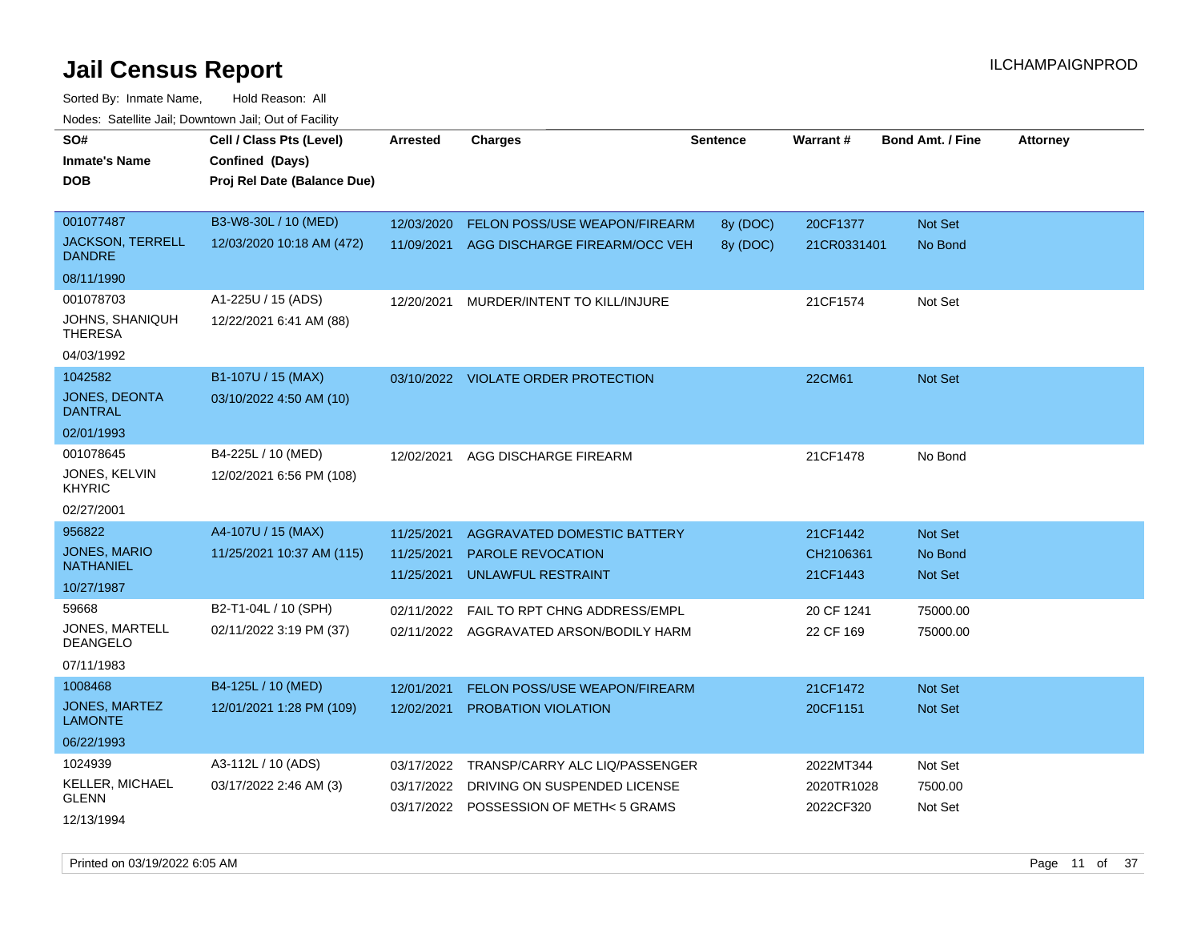# Jail Census Report

ILCHAMPAIGNPROD

Sorted By: Inmate Name, Hold Reason: All

Nodes: Satellite Jail; Downtown Jail; Out of Facility

| SO# / Inmate's Name / DOB | Cell / Class Pts (Level) / Confined (Days) / Proj Rel Date (Balance Due) | Arrested | Charges | Sentence | Warrant # | Bond Amt. / Fine | Attorney |
|---|---|---|---|---|---|---|---|
| 001077487<br>JACKSON, TERRELL DANDRE<br>08/11/1990 | B3-W8-30L / 10 (MED)<br>12/03/2020 10:18 AM (472) | 12/03/2020<br>11/09/2021 | FELON POSS/USE WEAPON/FIREARM<br>AGG DISCHARGE FIREARM/OCC VEH | 8y (DOC)<br>8y (DOC) | 20CF1377<br>21CR0331401 | Not Set<br>No Bond | |
| 001078703<br>JOHNS, SHANIQUH THERESA<br>04/03/1992 | A1-225U / 15 (ADS)<br>12/22/2021 6:41 AM (88) | 12/20/2021 | MURDER/INTENT TO KILL/INJURE | | 21CF1574 | Not Set | |
| 1042582<br>JONES, DEONTA DANTRAL<br>02/01/1993 | B1-107U / 15 (MAX)<br>03/10/2022 4:50 AM (10) | 03/10/2022 | VIOLATE ORDER PROTECTION | | 22CM61 | Not Set | |
| 001078645<br>JONES, KELVIN KHYRIC<br>02/27/2001 | B4-225L / 10 (MED)<br>12/02/2021 6:56 PM (108) | 12/02/2021 | AGG DISCHARGE FIREARM | | 21CF1478 | No Bond | |
| 956822<br>JONES, MARIO NATHANIEL<br>10/27/1987 | A4-107U / 15 (MAX)<br>11/25/2021 10:37 AM (115) | 11/25/2021<br>11/25/2021<br>11/25/2021 | AGGRAVATED DOMESTIC BATTERY<br>PAROLE REVOCATION<br>UNLAWFUL RESTRAINT | | 21CF1442<br>CH2106361<br>21CF1443 | Not Set<br>No Bond<br>Not Set | |
| 59668<br>JONES, MARTELL DEANGELO<br>07/11/1983 | B2-T1-04L / 10 (SPH)<br>02/11/2022 3:19 PM (37) | 02/11/2022<br>02/11/2022 | FAIL TO RPT CHNG ADDRESS/EMPL<br>AGGRAVATED ARSON/BODILY HARM | | 20 CF 1241<br>22 CF 169 | 75000.00<br>75000.00 | |
| 1008468<br>JONES, MARTEZ LAMONTE<br>06/22/1993 | B4-125L / 10 (MED)<br>12/01/2021 1:28 PM (109) | 12/01/2021<br>12/02/2021 | FELON POSS/USE WEAPON/FIREARM<br>PROBATION VIOLATION | | 21CF1472<br>20CF1151 | Not Set<br>Not Set | |
| 1024939<br>KELLER, MICHAEL GLENN<br>12/13/1994 | A3-112L / 10 (ADS)<br>03/17/2022 2:46 AM (3) | 03/17/2022<br>03/17/2022<br>03/17/2022 | TRANSP/CARRY ALC LIQ/PASSENGER<br>DRIVING ON SUSPENDED LICENSE<br>POSSESSION OF METH< 5 GRAMS | | 2022MT344<br>2020TR1028<br>2022CF320 | Not Set<br>7500.00<br>Not Set | |

Printed on 03/19/2022 6:05 AM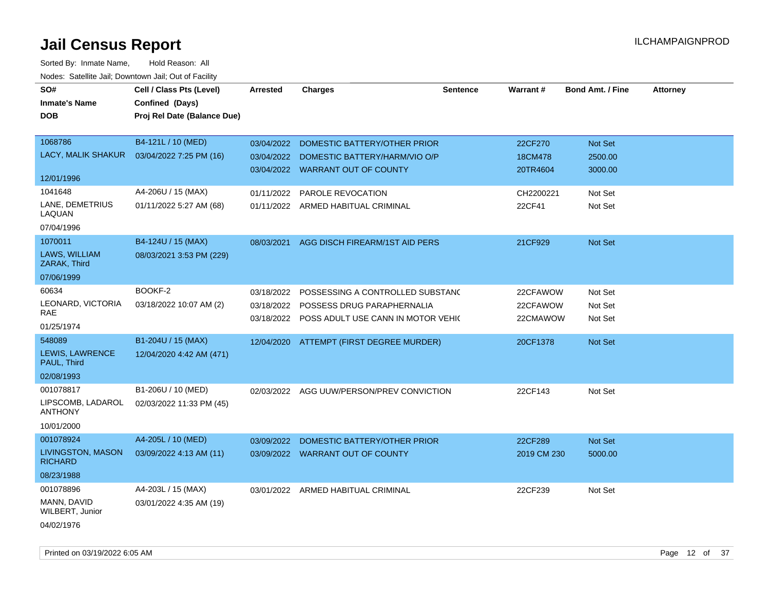# Jail Census Report

ILCHAMPAIGNPROD

Sorted By: Inmate Name,     Hold Reason: All

Nodes: Satellite Jail; Downtown Jail; Out of Facility

| SO# / Inmate's Name / DOB | Cell / Class Pts (Level) / Confined (Days) / Proj Rel Date (Balance Due) | Arrested | Charges | Sentence | Warrant # | Bond Amt. / Fine | Attorney |
|---|---|---|---|---|---|---|---|
| 1068786<br>LACY, MALIK SHAKUR<br>12/01/1996 | B4-121L / 10 (MED)<br>03/04/2022 7:25 PM (16) | 03/04/2022<br>03/04/2022<br>03/04/2022 | DOMESTIC BATTERY/OTHER PRIOR<br>DOMESTIC BATTERY/HARM/VIO O/P<br>WARRANT OUT OF COUNTY | | 22CF270<br>18CM478<br>20TR4604 | Not Set<br>2500.00<br>3000.00 | |
| 1041648<br>LANE, DEMETRIUS LAQUAN<br>07/04/1996 | A4-206U / 15 (MAX)<br>01/11/2022 5:27 AM (68) | 01/11/2022<br>01/11/2022 | PAROLE REVOCATION<br>ARMED HABITUAL CRIMINAL | | CH2200221<br>22CF41 | Not Set<br>Not Set | |
| 1070011<br>LAWS, WILLIAM ZARAK, Third<br>07/06/1999 | B4-124U / 15 (MAX)<br>08/03/2021 3:53 PM (229) | 08/03/2021 | AGG DISCH FIREARM/1ST AID PERS | | 21CF929 | Not Set | |
| 60634<br>LEONARD, VICTORIA RAE<br>01/25/1974 | BOOKF-2<br>03/18/2022 10:07 AM (2) | 03/18/2022<br>03/18/2022<br>03/18/2022 | POSSESSING A CONTROLLED SUBSTANC<br>POSSESS DRUG PARAPHERNALIA<br>POSS ADULT USE CANN IN MOTOR VEHIC | | 22CFAWOW<br>22CFAWOW<br>22CMAWOW | Not Set<br>Not Set<br>Not Set | |
| 548089<br>LEWIS, LAWRENCE PAUL, Third<br>02/08/1993 | B1-204U / 15 (MAX)<br>12/04/2020 4:42 AM (471) | 12/04/2020 | ATTEMPT (FIRST DEGREE MURDER) | | 20CF1378 | Not Set | |
| 001078817<br>LIPSCOMB, LADAROL ANTHONY<br>10/01/2000 | B1-206U / 10 (MED)<br>02/03/2022 11:33 PM (45) | 02/03/2022 | AGG UUW/PERSON/PREV CONVICTION | | 22CF143 | Not Set | |
| 001078924<br>LIVINGSTON, MASON RICHARD<br>08/23/1988 | A4-205L / 10 (MED)<br>03/09/2022 4:13 AM (11) | 03/09/2022<br>03/09/2022 | DOMESTIC BATTERY/OTHER PRIOR<br>WARRANT OUT OF COUNTY | | 22CF289<br>2019 CM 230 | Not Set<br>5000.00 | |
| 001078896<br>MANN, DAVID WILBERT, Junior<br>04/02/1976 | A4-203L / 15 (MAX)<br>03/01/2022 4:35 AM (19) | 03/01/2022 | ARMED HABITUAL CRIMINAL | | 22CF239 | Not Set | |

Printed on 03/19/2022 6:05 AM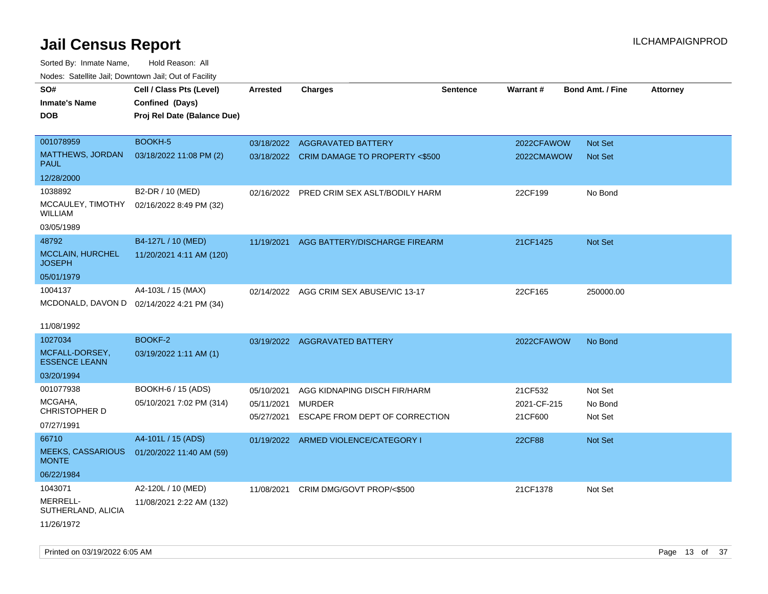# Jail Census Report

ILCHAMPAIGNPROD

Sorted By: Inmate Name, Hold Reason: All

Nodes: Satellite Jail; Downtown Jail; Out of Facility

| SO# / Inmate's Name / DOB | Cell / Class Pts (Level) / Confined (Days) / Proj Rel Date (Balance Due) | Arrested | Charges | Sentence | Warrant # | Bond Amt. / Fine | Attorney |
|---|---|---|---|---|---|---|---|
| 001078959<br>MATTHEWS, JORDAN PAUL<br>12/28/2000 | BOOKH-5<br>03/18/2022 11:08 PM (2) | 03/18/2022 | AGGRAVATED BATTERY | | 2022CFAWOW | Not Set | |
| | | 03/18/2022 | CRIM DAMAGE TO PROPERTY <$500 | | 2022CMAWOW | Not Set | |
| 1038892<br>MCCAULEY, TIMOTHY WILLIAM<br>03/05/1989 | B2-DR / 10 (MED)<br>02/16/2022 8:49 PM (32) | 02/16/2022 | PRED CRIM SEX ASLT/BODILY HARM | | 22CF199 | No Bond | |
| 48792<br>MCCLAIN, HURCHEL JOSEPH<br>05/01/1979 | B4-127L / 10 (MED)<br>11/20/2021 4:11 AM (120) | 11/19/2021 | AGG BATTERY/DISCHARGE FIREARM | | 21CF1425 | Not Set | |
| 1004137<br>MCDONALD, DAVON D<br>11/08/1992 | A4-103L / 15 (MAX)<br>02/14/2022 4:21 PM (34) | 02/14/2022 | AGG CRIM SEX ABUSE/VIC 13-17 | | 22CF165 | 250000.00 | |
| 1027034<br>MCFALL-DORSEY, ESSENCE LEANN<br>03/20/1994 | BOOKF-2<br>03/19/2022 1:11 AM (1) | 03/19/2022 | AGGRAVATED BATTERY | | 2022CFAWOW | No Bond | |
| 001077938<br>MCGAHA, CHRISTOPHER D<br>07/27/1991 | BOOKH-6 / 15 (ADS)<br>05/10/2021 7:02 PM (314) | 05/10/2021 | AGG KIDNAPING DISCH FIR/HARM | | 21CF532 | Not Set | |
| | | 05/11/2021 | MURDER | | 2021-CF-215 | No Bond | |
| | | 05/27/2021 | ESCAPE FROM DEPT OF CORRECTION | | 21CF600 | Not Set | |
| 66710<br>MEEKS, CASSARIOUS MONTE<br>06/22/1984 | A4-101L / 15 (ADS)<br>01/20/2022 11:40 AM (59) | 01/19/2022 | ARMED VIOLENCE/CATEGORY I | | 22CF88 | Not Set | |
| 1043071<br>MERRELL-SUTHERLAND, ALICIA<br>11/26/1972 | A2-120L / 10 (MED)<br>11/08/2021 2:22 AM (132) | 11/08/2021 | CRIM DMG/GOVT PROP/<$500 | | 21CF1378 | Not Set | |

Printed on 03/19/2022 6:05 AM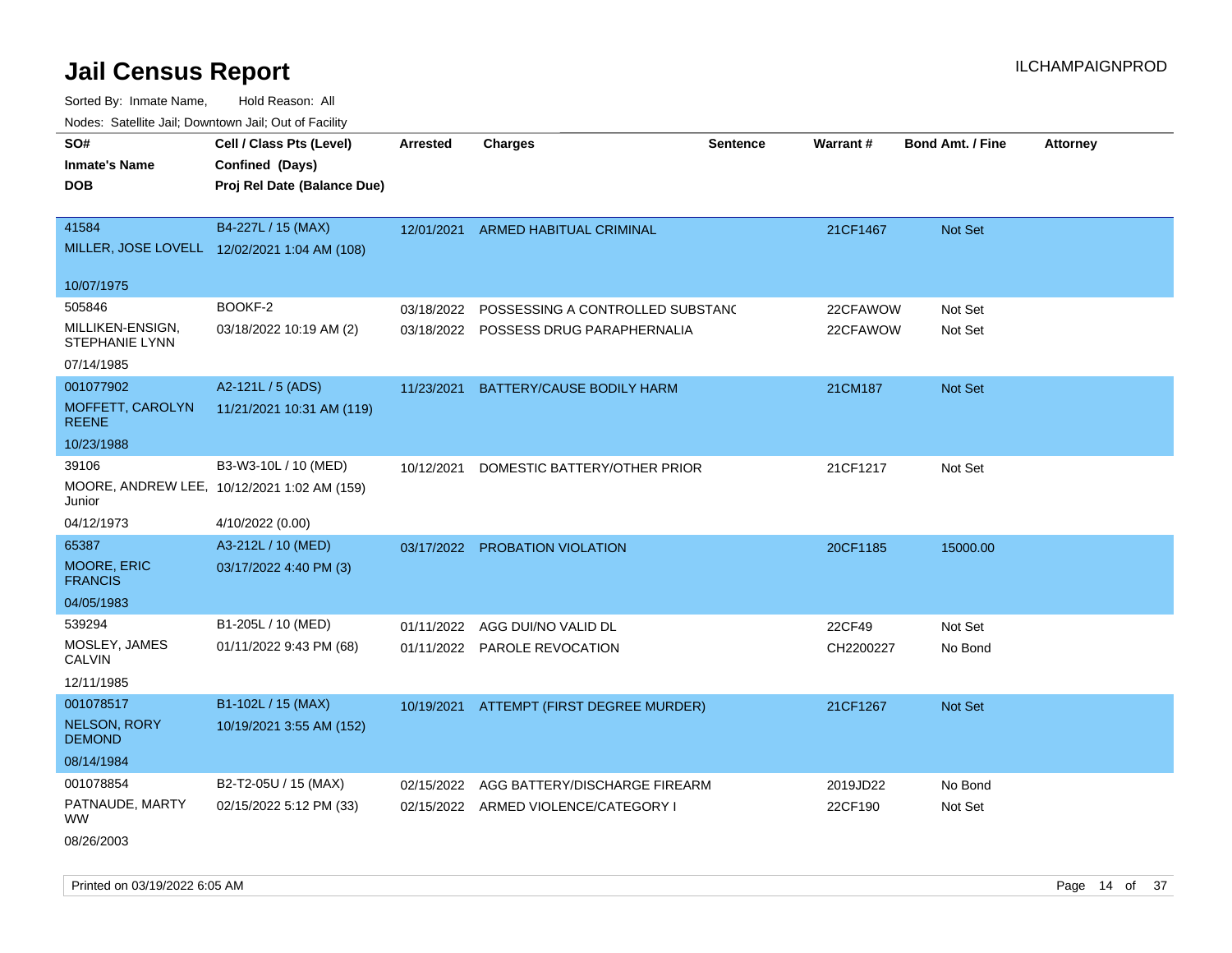# Jail Census Report

Sorted By: Inmate Name, Hold Reason: All

Nodes: Satellite Jail; Downtown Jail; Out of Facility

| SO# / Inmate's Name / DOB | Cell / Class Pts (Level) / Confined (Days) / Proj Rel Date (Balance Due) | Arrested | Charges | Sentence | Warrant # | Bond Amt. / Fine | Attorney |
|---|---|---|---|---|---|---|---|
| 41584<br>MILLER, JOSE LOVELL<br>10/07/1975 | B4-227L / 15 (MAX)<br>12/02/2021 1:04 AM (108) | 12/01/2021 | ARMED HABITUAL CRIMINAL | | 21CF1467 | Not Set | |
| 505846<br>MILLIKEN-ENSIGN, STEPHANIE LYNN<br>07/14/1985 | BOOKF-2<br>03/18/2022 10:19 AM (2) | 03/18/2022<br>03/18/2022 | POSSESSING A CONTROLLED SUBSTANC<br>POSSESS DRUG PARAPHERNALIA | | 22CFAWOW<br>22CFAWOW | Not Set<br>Not Set | |
| 001077902<br>MOFFETT, CAROLYN REENE<br>10/23/1988 | A2-121L / 5 (ADS)<br>11/21/2021 10:31 AM (119) | 11/23/2021 | BATTERY/CAUSE BODILY HARM | | 21CM187 | Not Set | |
| 39106<br>MOORE, ANDREW LEE, Junior<br>04/12/1973 | B3-W3-10L / 10 (MED)<br>10/12/2021 1:02 AM (159)<br>4/10/2022 (0.00) | 10/12/2021 | DOMESTIC BATTERY/OTHER PRIOR | | 21CF1217 | Not Set | |
| 65387<br>MOORE, ERIC FRANCIS<br>04/05/1983 | A3-212L / 10 (MED)<br>03/17/2022 4:40 PM (3) | 03/17/2022 | PROBATION VIOLATION | | 20CF1185 | 15000.00 | |
| 539294<br>MOSLEY, JAMES CALVIN<br>12/11/1985 | B1-205L / 10 (MED)<br>01/11/2022 9:43 PM (68) | 01/11/2022<br>01/11/2022 | AGG DUI/NO VALID DL<br>PAROLE REVOCATION | | 22CF49<br>CH2200227 | Not Set<br>No Bond | |
| 001078517<br>NELSON, RORY DEMOND<br>08/14/1984 | B1-102L / 15 (MAX)<br>10/19/2021 3:55 AM (152) | 10/19/2021 | ATTEMPT (FIRST DEGREE MURDER) | | 21CF1267 | Not Set | |
| 001078854<br>PATNAUDE, MARTY WW<br>08/26/2003 | B2-T2-05U / 15 (MAX)<br>02/15/2022 5:12 PM (33) | 02/15/2022<br>02/15/2022 | AGG BATTERY/DISCHARGE FIREARM<br>ARMED VIOLENCE/CATEGORY I | | 2019JD22<br>22CF190 | No Bond<br>Not Set | |

Printed on 03/19/2022 6:05 AM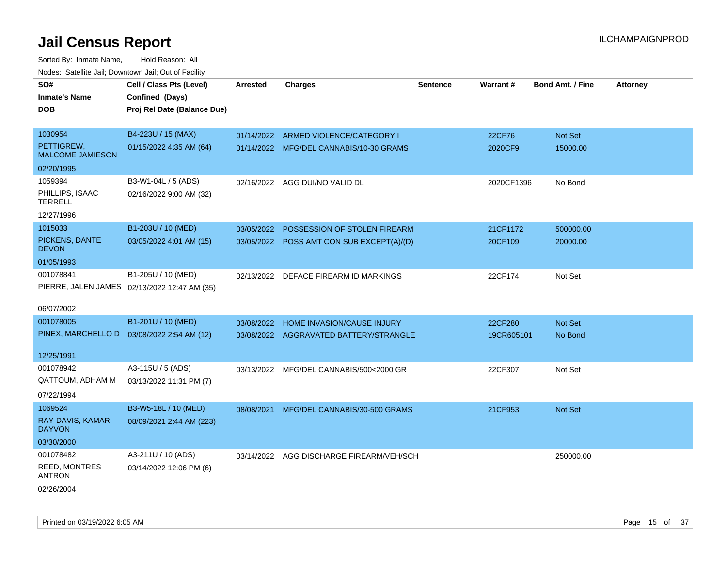# Jail Census Report

ILCHAMPAIGNPROD

Sorted By: Inmate Name, Hold Reason: All

Nodes: Satellite Jail; Downtown Jail; Out of Facility

| SO# / Inmate's Name / DOB | Cell / Class Pts (Level) / Confined (Days) / Proj Rel Date (Balance Due) | Arrested | Charges | Sentence | Warrant # | Bond Amt. / Fine | Attorney |
|---|---|---|---|---|---|---|---|
| 1030954<br>PETTIGREW, MALCOME JAMIESON<br>02/20/1995 | B4-223U / 15 (MAX)<br>01/15/2022 4:35 AM (64) | 01/14/2022<br>01/14/2022 | ARMED VIOLENCE/CATEGORY I<br>MFG/DEL CANNABIS/10-30 GRAMS | | 22CF76<br>2020CF9 | Not Set<br>15000.00 | |
| 1059394<br>PHILLIPS, ISAAC TERRELL<br>12/27/1996 | B3-W1-04L / 5 (ADS)<br>02/16/2022 9:00 AM (32) | 02/16/2022 | AGG DUI/NO VALID DL | | 2020CF1396 | No Bond | |
| 1015033<br>PICKENS, DANTE DEVON<br>01/05/1993 | B1-203U / 10 (MED)<br>03/05/2022 4:01 AM (15) | 03/05/2022<br>03/05/2022 | POSSESSION OF STOLEN FIREARM<br>POSS AMT CON SUB EXCEPT(A)/(D) | | 21CF1172<br>20CF109 | 500000.00<br>20000.00 | |
| 001078841<br>PIERRE, JALEN JAMES<br>06/07/2002 | B1-205U / 10 (MED)<br>02/13/2022 12:47 AM (35) | 02/13/2022 | DEFACE FIREARM ID MARKINGS | | 22CF174 | Not Set | |
| 001078005<br>PINEX, MARCHELLO D<br>12/25/1991 | B1-201U / 10 (MED)<br>03/08/2022 2:54 AM (12) | 03/08/2022<br>03/08/2022 | HOME INVASION/CAUSE INJURY<br>AGGRAVATED BATTERY/STRANGLE | | 22CF280<br>19CR605101 | Not Set<br>No Bond | |
| 001078942<br>QATTOUM, ADHAM M<br>07/22/1994 | A3-115U / 5 (ADS)<br>03/13/2022 11:31 PM (7) | 03/13/2022 | MFG/DEL CANNABIS/500<2000 GR | | 22CF307 | Not Set | |
| 1069524<br>RAY-DAVIS, KAMARI DAYVON<br>03/30/2000 | B3-W5-18L / 10 (MED)<br>08/09/2021 2:44 AM (223) | 08/08/2021 | MFG/DEL CANNABIS/30-500 GRAMS | | 21CF953 | Not Set | |
| 001078482<br>REED, MONTRES ANTRON<br>02/26/2004 | A3-211U / 10 (ADS)<br>03/14/2022 12:06 PM (6) | 03/14/2022 | AGG DISCHARGE FIREARM/VEH/SCH | | | 250000.00 | |

Printed on 03/19/2022 6:05 AM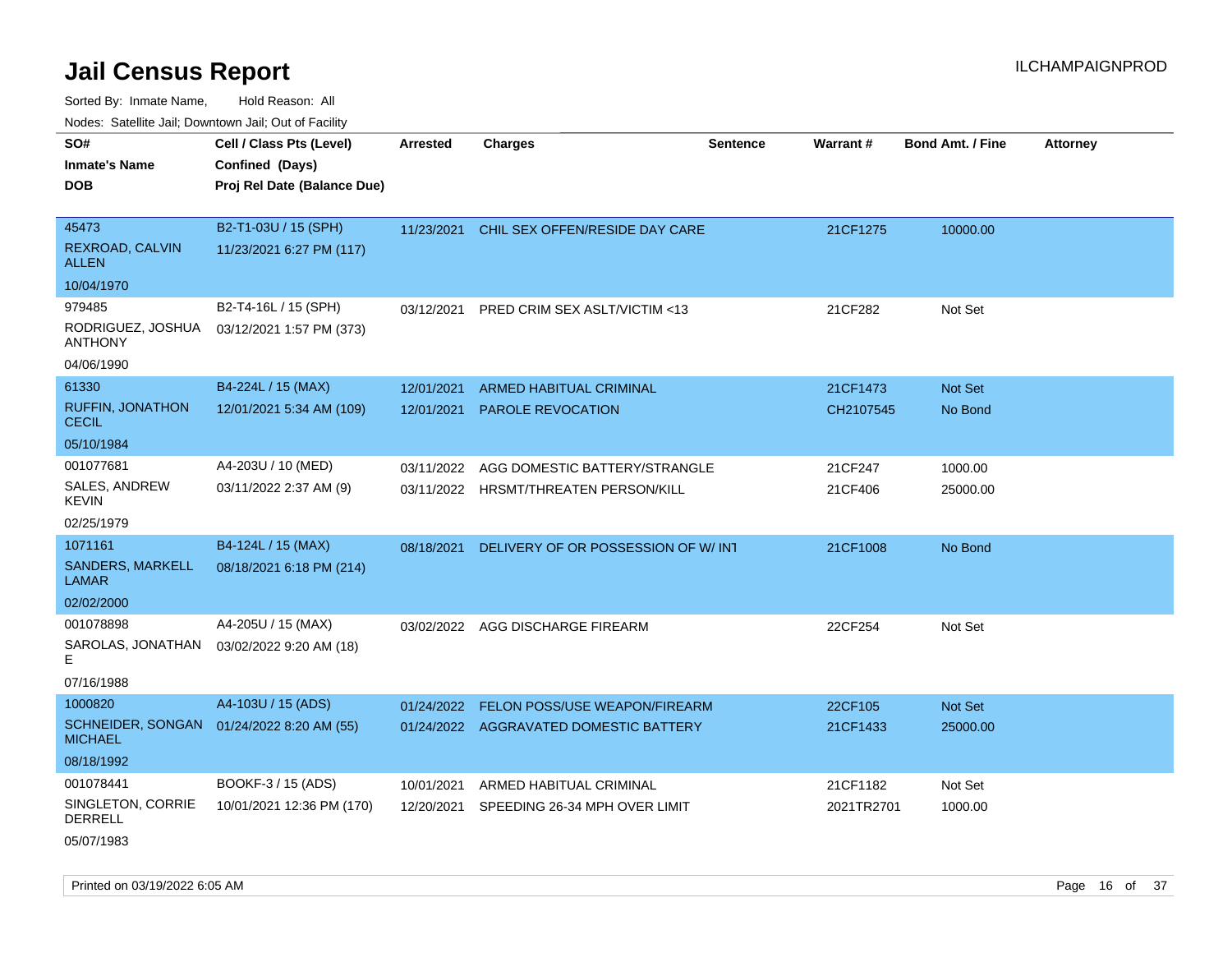# Jail Census Report

ILCHAMPAIGNPROD

Sorted By: Inmate Name, Hold Reason: All

Nodes: Satellite Jail; Downtown Jail; Out of Facility

| SO# / Inmate's Name / DOB | Cell / Class Pts (Level) / Confined (Days) / Proj Rel Date (Balance Due) | Arrested | Charges | Sentence | Warrant # | Bond Amt. / Fine | Attorney |
|---|---|---|---|---|---|---|---|
| 45473<br>REXROAD, CALVIN ALLEN<br>10/04/1970 | B2-T1-03U / 15 (SPH)<br>11/23/2021 6:27 PM (117) | 11/23/2021 | CHIL SEX OFFEN/RESIDE DAY CARE | | 21CF1275 | 10000.00 | |
| 979485<br>RODRIGUEZ, JOSHUA ANTHONY<br>04/06/1990 | B2-T4-16L / 15 (SPH)<br>03/12/2021 1:57 PM (373) | 03/12/2021 | PRED CRIM SEX ASLT/VICTIM <13 | | 21CF282 | Not Set | |
| 61330<br>RUFFIN, JONATHON CECIL<br>05/10/1984 | B4-224L / 15 (MAX)<br>12/01/2021 5:34 AM (109) | 12/01/2021<br>12/01/2021 | ARMED HABITUAL CRIMINAL<br>PAROLE REVOCATION | | 21CF1473<br>CH2107545 | Not Set<br>No Bond | |
| 001077681<br>SALES, ANDREW KEVIN<br>02/25/1979 | A4-203U / 10 (MED)<br>03/11/2022 2:37 AM (9) | 03/11/2022<br>03/11/2022 | AGG DOMESTIC BATTERY/STRANGLE<br>HRSMT/THREATEN PERSON/KILL | | 21CF247<br>21CF406 | 1000.00<br>25000.00 | |
| 1071161<br>SANDERS, MARKELL LAMAR<br>02/02/2000 | B4-124L / 15 (MAX)<br>08/18/2021 6:18 PM (214) | 08/18/2021 | DELIVERY OF OR POSSESSION OF W/ INT | | 21CF1008 | No Bond | |
| 001078898<br>SAROLAS, JONATHAN E<br>07/16/1988 | A4-205U / 15 (MAX)<br>03/02/2022 9:20 AM (18) | 03/02/2022 | AGG DISCHARGE FIREARM | | 22CF254 | Not Set | |
| 1000820<br>SCHNEIDER, SONGAN MICHAEL<br>08/18/1992 | A4-103U / 15 (ADS)<br>01/24/2022 8:20 AM (55) | 01/24/2022<br>01/24/2022 | FELON POSS/USE WEAPON/FIREARM<br>AGGRAVATED DOMESTIC BATTERY | | 22CF105<br>21CF1433 | Not Set<br>25000.00 | |
| 001078441<br>SINGLETON, CORRIE DERRELL<br>05/07/1983 | BOOKF-3 / 15 (ADS)<br>10/01/2021 12:36 PM (170) | 10/01/2021<br>12/20/2021 | ARMED HABITUAL CRIMINAL<br>SPEEDING 26-34 MPH OVER LIMIT | | 21CF1182<br>2021TR2701 | Not Set<br>1000.00 | |

Printed on 03/19/2022 6:05 AM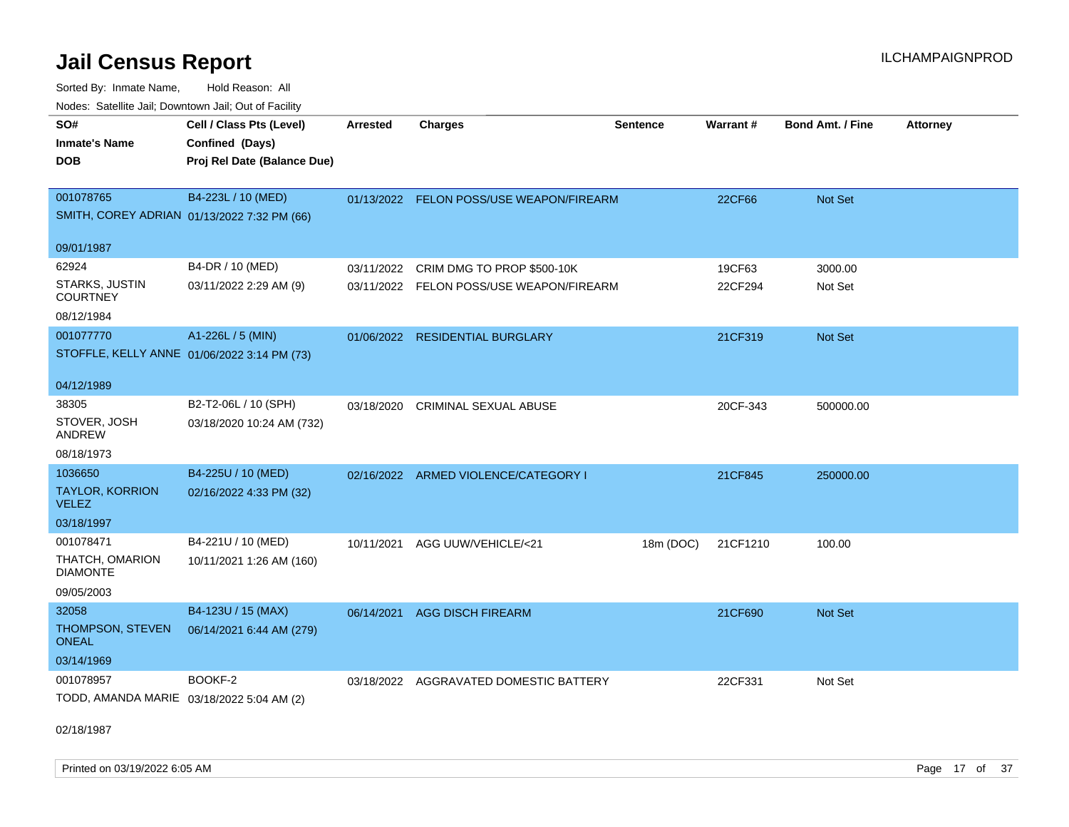# Jail Census Report

ILCHAMPAIGNPROD

Sorted By: Inmate Name, Hold Reason: All

Nodes: Satellite Jail; Downtown Jail; Out of Facility

| SO# / Inmate's Name / DOB | Cell / Class Pts (Level) / Confined (Days) / Proj Rel Date (Balance Due) | Arrested | Charges | Sentence | Warrant # | Bond Amt. / Fine | Attorney |
|---|---|---|---|---|---|---|---|
| 001078765<br>SMITH, COREY ADRIAN<br>09/01/1987 | B4-223L / 10 (MED)<br>01/13/2022 7:32 PM (66) | 01/13/2022 | FELON POSS/USE WEAPON/FIREARM | | 22CF66 | Not Set | |
| 62924<br>STARKS, JUSTIN COURTNEY<br>08/12/1984 | B4-DR / 10 (MED)<br>03/11/2022 2:29 AM (9) | 03/11/2022 | CRIM DMG TO PROP $500-10K | | 19CF63 | 3000.00 | |
| | | 03/11/2022 | FELON POSS/USE WEAPON/FIREARM | | 22CF294 | Not Set | |
| 001077770<br>STOFFLE, KELLY ANNE<br>04/12/1989 | A1-226L / 5 (MIN)<br>01/06/2022 3:14 PM (73) | 01/06/2022 | RESIDENTIAL BURGLARY | | 21CF319 | Not Set | |
| 38305<br>STOVER, JOSH ANDREW<br>08/18/1973 | B2-T2-06L / 10 (SPH)<br>03/18/2020 10:24 AM (732) | 03/18/2020 | CRIMINAL SEXUAL ABUSE | | 20CF-343 | 500000.00 | |
| 1036650<br>TAYLOR, KORRION VELEZ<br>03/18/1997 | B4-225U / 10 (MED)<br>02/16/2022 4:33 PM (32) | 02/16/2022 | ARMED VIOLENCE/CATEGORY I | | 21CF845 | 250000.00 | |
| 001078471<br>THATCH, OMARION DIAMONTE<br>09/05/2003 | B4-221U / 10 (MED)<br>10/11/2021 1:26 AM (160) | 10/11/2021 | AGG UUW/VEHICLE/<21 | 18m (DOC) | 21CF1210 | 100.00 | |
| 32058<br>THOMPSON, STEVEN ONEAL<br>03/14/1969 | B4-123U / 15 (MAX)<br>06/14/2021 6:44 AM (279) | 06/14/2021 | AGG DISCH FIREARM | | 21CF690 | Not Set | |
| 001078957<br>TODD, AMANDA MARIE<br>02/18/1987 | BOOKF-2<br>03/18/2022 5:04 AM (2) | 03/18/2022 | AGGRAVATED DOMESTIC BATTERY | | 22CF331 | Not Set | |

Printed on 03/19/2022 6:05 AM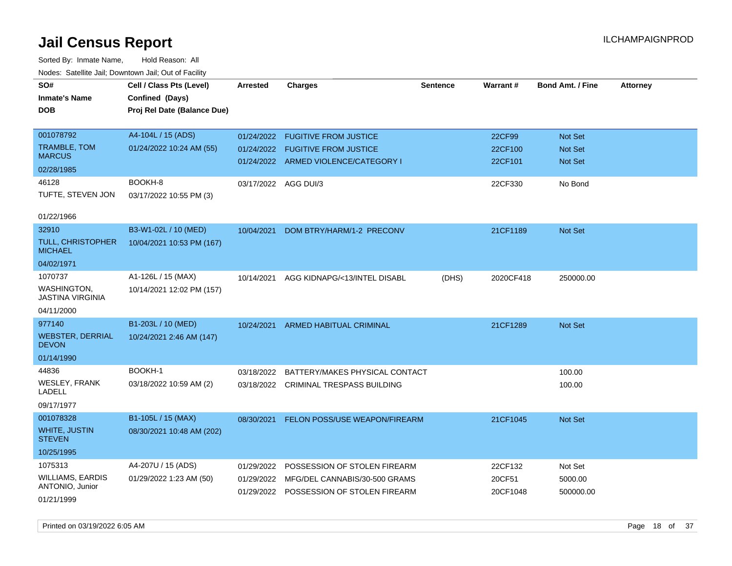# Jail Census Report

ILCHAMPAIGNPROD

Sorted By: Inmate Name, Hold Reason: All

Nodes: Satellite Jail; Downtown Jail; Out of Facility

| SO#<br>Inmate's Name<br>DOB | Cell / Class Pts (Level)<br>Confined (Days)<br>Proj Rel Date (Balance Due) | Arrested | Charges | Sentence | Warrant # | Bond Amt. / Fine | Attorney |
|---|---|---|---|---|---|---|---|
| 001078792<br>TRAMBLE, TOM MARCUS<br>02/28/1985 | A4-104L / 15 (ADS)<br>01/24/2022 10:24 AM (55) | 01/24/2022<br>01/24/2022<br>01/24/2022 | FUGITIVE FROM JUSTICE<br>FUGITIVE FROM JUSTICE<br>ARMED VIOLENCE/CATEGORY I | | 22CF99<br>22CF100<br>22CF101 | Not Set<br>Not Set<br>Not Set | |
| 46128<br>TUFTE, STEVEN JON<br>01/22/1966 | BOOKH-8<br>03/17/2022 10:55 PM (3) | 03/17/2022 | AGG DUI/3 | | 22CF330 | No Bond | |
| 32910<br>TULL, CHRISTOPHER MICHAEL<br>04/02/1971 | B3-W1-02L / 10 (MED)<br>10/04/2021 10:53 PM (167) | 10/04/2021 | DOM BTRY/HARM/1-2 PRECONV | | 21CF1189 | Not Set | |
| 1070737<br>WASHINGTON, JASTINA VIRGINIA<br>04/11/2000 | A1-126L / 15 (MAX)<br>10/14/2021 12:02 PM (157) | 10/14/2021 | AGG KIDNAPG/<13/INTEL DISABL | (DHS) | 2020CF418 | 250000.00 | |
| 977140<br>WEBSTER, DERRIAL DEVON<br>01/14/1990 | B1-203L / 10 (MED)<br>10/24/2021 2:46 AM (147) | 10/24/2021 | ARMED HABITUAL CRIMINAL | | 21CF1289 | Not Set | |
| 44836<br>WESLEY, FRANK LADELL<br>09/17/1977 | BOOKH-1<br>03/18/2022 10:59 AM (2) | 03/18/2022<br>03/18/2022 | BATTERY/MAKES PHYSICAL CONTACT<br>CRIMINAL TRESPASS BUILDING | | | 100.00<br>100.00 | |
| 001078328<br>WHITE, JUSTIN STEVEN<br>10/25/1995 | B1-105L / 15 (MAX)<br>08/30/2021 10:48 AM (202) | 08/30/2021 | FELON POSS/USE WEAPON/FIREARM | | 21CF1045 | Not Set | |
| 1075313<br>WILLIAMS, EARDIS ANTONIO, Junior<br>01/21/1999 | A4-207U / 15 (ADS)<br>01/29/2022 1:23 AM (50) | 01/29/2022<br>01/29/2022<br>01/29/2022 | POSSESSION OF STOLEN FIREARM<br>MFG/DEL CANNABIS/30-500 GRAMS<br>POSSESSION OF STOLEN FIREARM | | 22CF132<br>20CF51<br>20CF1048 | Not Set<br>5000.00<br>500000.00 | |

Printed on 03/19/2022 6:05 AM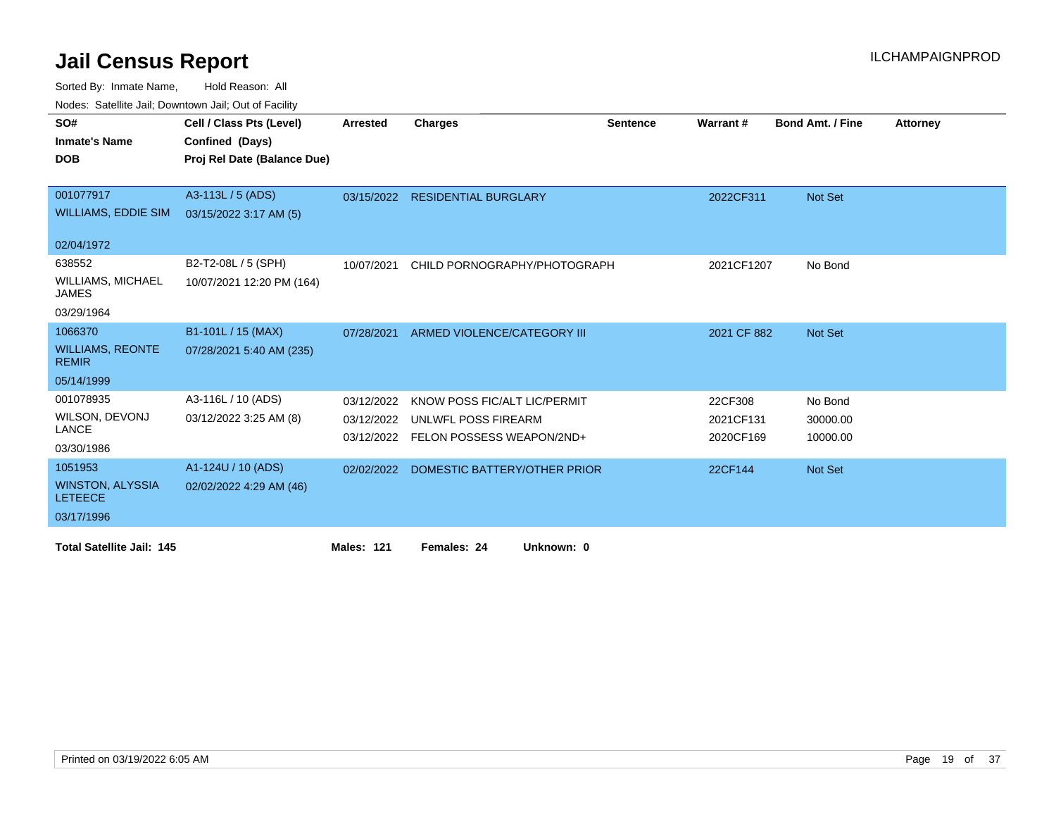# Jail Census Report

ILCHAMPAIGNPROD

Sorted By: Inmate Name, Hold Reason: All

Nodes: Satellite Jail; Downtown Jail; Out of Facility

| SO# / Inmate's Name / DOB | Cell / Class Pts (Level) / Confined (Days) / Proj Rel Date (Balance Due) | Arrested | Charges | Sentence | Warrant # | Bond Amt. / Fine | Attorney |
|---|---|---|---|---|---|---|---|
| 001077917 WILLIAMS, EDDIE SIM 02/04/1972 | A3-113L / 5 (ADS) 03/15/2022 3:17 AM (5) | 03/15/2022 | RESIDENTIAL BURGLARY | | 2022CF311 | Not Set | |
| 638552 WILLIAMS, MICHAEL JAMES 03/29/1964 | B2-T2-08L / 5 (SPH) 10/07/2021 12:20 PM (164) | 10/07/2021 | CHILD PORNOGRAPHY/PHOTOGRAPH | | 2021CF1207 | No Bond | |
| 1066370 WILLIAMS, REONTE REMIR 05/14/1999 | B1-101L / 15 (MAX) 07/28/2021 5:40 AM (235) | 07/28/2021 | ARMED VIOLENCE/CATEGORY III | | 2021 CF 882 | Not Set | |
| 001078935 WILSON, DEVONJ LANCE 03/30/1986 | A3-116L / 10 (ADS) 03/12/2022 3:25 AM (8) | 03/12/2022 | KNOW POSS FIC/ALT LIC/PERMIT | | 22CF308 | No Bond | |
| | | 03/12/2022 | UNLWFL POSS FIREARM | | 2021CF131 | 30000.00 | |
| | | 03/12/2022 | FELON POSSESS WEAPON/2ND+ | | 2020CF169 | 10000.00 | |
| 1051953 WINSTON, ALYSSIA LETEECE 03/17/1996 | A1-124U / 10 (ADS) 02/02/2022 4:29 AM (46) | 02/02/2022 | DOMESTIC BATTERY/OTHER PRIOR | | 22CF144 | Not Set | |

**Total Satellite Jail: 145** **Males: 121** **Females: 24** **Unknown: 0**

Printed on 03/19/2022 6:05 AM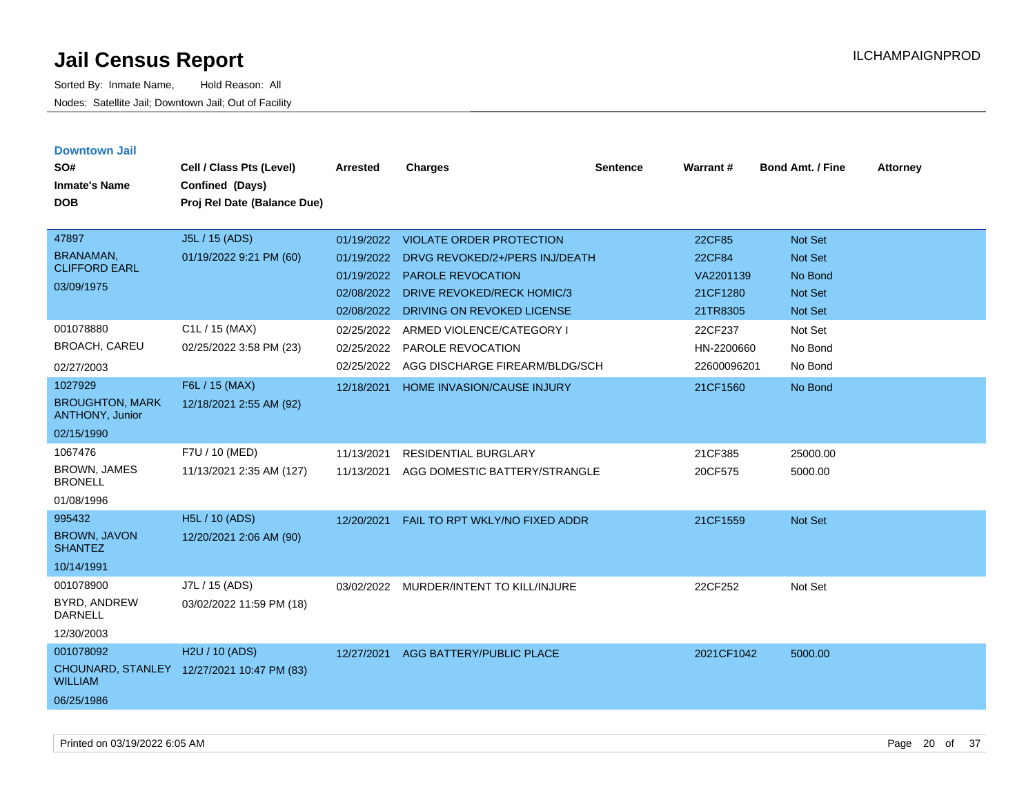# Jail Census Report

Sorted By: Inmate Name, Hold Reason: All

Nodes: Satellite Jail; Downtown Jail; Out of Facility

ILCHAMPAIGNPROD

## Downtown Jail

| SO# / Inmate's Name / DOB | Cell / Class Pts (Level) / Confined (Days) / Proj Rel Date (Balance Due) | Arrested | Charges | Sentence | Warrant # | Bond Amt. / Fine | Attorney |
|---|---|---|---|---|---|---|---|
| 47897<br>BRANAMAN, CLIFFORD EARL<br>03/09/1975 | J5L / 15 (ADS)<br>01/19/2022 9:21 PM (60) | 01/19/2022 | VIOLATE ORDER PROTECTION | | 22CF85 | Not Set | |
| | | 01/19/2022 | DRVG REVOKED/2+/PERS INJ/DEATH | | 22CF84 | Not Set | |
| | | 01/19/2022 | PAROLE REVOCATION | | VA2201139 | No Bond | |
| | | 02/08/2022 | DRIVE REVOKED/RECK HOMIC/3 | | 21CF1280 | Not Set | |
| | | 02/08/2022 | DRIVING ON REVOKED LICENSE | | 21TR8305 | Not Set | |
| 001078880<br>BROACH, CAREU<br>02/27/2003 | C1L / 15 (MAX)<br>02/25/2022 3:58 PM (23) | 02/25/2022 | ARMED VIOLENCE/CATEGORY I | | 22CF237 | Not Set | |
| | | 02/25/2022 | PAROLE REVOCATION | | HN-2200660 | No Bond | |
| | | 02/25/2022 | AGG DISCHARGE FIREARM/BLDG/SCH | | 22600096201 | No Bond | |
| 1027929<br>BROUGHTON, MARK ANTHONY, Junior<br>02/15/1990 | F6L / 15 (MAX)<br>12/18/2021 2:55 AM (92) | 12/18/2021 | HOME INVASION/CAUSE INJURY | | 21CF1560 | No Bond | |
| 1067476<br>BROWN, JAMES BRONELL<br>01/08/1996 | F7U / 10 (MED)<br>11/13/2021 2:35 AM (127) | 11/13/2021 | RESIDENTIAL BURGLARY | | 21CF385 | 25000.00 | |
| | | 11/13/2021 | AGG DOMESTIC BATTERY/STRANGLE | | 20CF575 | 5000.00 | |
| 995432<br>BROWN, JAVON SHANTEZ<br>10/14/1991 | H5L / 10 (ADS)<br>12/20/2021 2:06 AM (90) | 12/20/2021 | FAIL TO RPT WKLY/NO FIXED ADDR | | 21CF1559 | Not Set | |
| 001078900<br>BYRD, ANDREW DARNELL<br>12/30/2003 | J7L / 15 (ADS)<br>03/02/2022 11:59 PM (18) | 03/02/2022 | MURDER/INTENT TO KILL/INJURE | | 22CF252 | Not Set | |
| 001078092<br>CHOUNARD, STANLEY WILLIAM<br>06/25/1986 | H2U / 10 (ADS)<br>12/27/2021 10:47 PM (83) | 12/27/2021 | AGG BATTERY/PUBLIC PLACE | | 2021CF1042 | 5000.00 | |

Printed on 03/19/2022 6:05 AM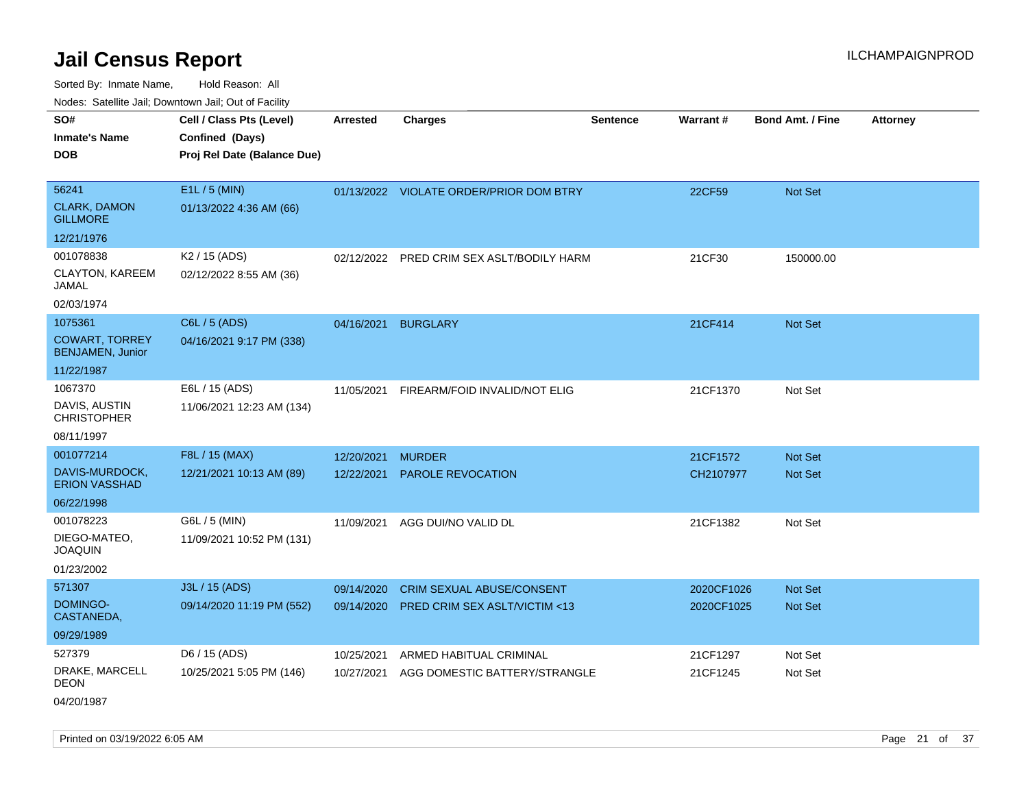# Jail Census Report

ILCHAMPAIGNPROD

Sorted By: Inmate Name, Hold Reason: All

Nodes: Satellite Jail; Downtown Jail; Out of Facility

| SO# / Inmate's Name / DOB | Cell / Class Pts (Level) / Confined (Days) / Proj Rel Date (Balance Due) | Arrested | Charges | Sentence | Warrant # | Bond Amt. / Fine | Attorney |
|---|---|---|---|---|---|---|---|
| 56241<br>CLARK, DAMON GILLMORE<br>12/21/1976 | E1L / 5 (MIN)<br>01/13/2022 4:36 AM (66) | 01/13/2022 | VIOLATE ORDER/PRIOR DOM BTRY | | 22CF59 | Not Set | |
| 001078838<br>CLAYTON, KAREEM JAMAL<br>02/03/1974 | K2 / 15 (ADS)<br>02/12/2022 8:55 AM (36) | 02/12/2022 | PRED CRIM SEX ASLT/BODILY HARM | | 21CF30 | 150000.00 | |
| 1075361<br>COWART, TORREY BENJAMEN, Junior<br>11/22/1987 | C6L / 5 (ADS)<br>04/16/2021 9:17 PM (338) | 04/16/2021 | BURGLARY | | 21CF414 | Not Set | |
| 1067370<br>DAVIS, AUSTIN CHRISTOPHER<br>08/11/1997 | E6L / 15 (ADS)<br>11/06/2021 12:23 AM (134) | 11/05/2021 | FIREARM/FOID INVALID/NOT ELIG | | 21CF1370 | Not Set | |
| 001077214<br>DAVIS-MURDOCK, ERION VASSHAD<br>06/22/1998 | F8L / 15 (MAX)<br>12/21/2021 10:13 AM (89) | 12/20/2021<br>12/22/2021 | MURDER<br>PAROLE REVOCATION | | 21CF1572<br>CH2107977 | Not Set<br>Not Set | |
| 001078223<br>DIEGO-MATEO, JOAQUIN<br>01/23/2002 | G6L / 5 (MIN)<br>11/09/2021 10:52 PM (131) | 11/09/2021 | AGG DUI/NO VALID DL | | 21CF1382 | Not Set | |
| 571307<br>DOMINGO-CASTANEDA,<br>09/29/1989 | J3L / 15 (ADS)<br>09/14/2020 11:19 PM (552) | 09/14/2020<br>09/14/2020 | CRIM SEXUAL ABUSE/CONSENT<br>PRED CRIM SEX ASLT/VICTIM <13 | | 2020CF1026<br>2020CF1025 | Not Set<br>Not Set | |
| 527379<br>DRAKE, MARCELL DEON<br>04/20/1987 | D6 / 15 (ADS)<br>10/25/2021 5:05 PM (146) | 10/25/2021<br>10/27/2021 | ARMED HABITUAL CRIMINAL<br>AGG DOMESTIC BATTERY/STRANGLE | | 21CF1297<br>21CF1245 | Not Set<br>Not Set | |

Printed on 03/19/2022 6:05 AM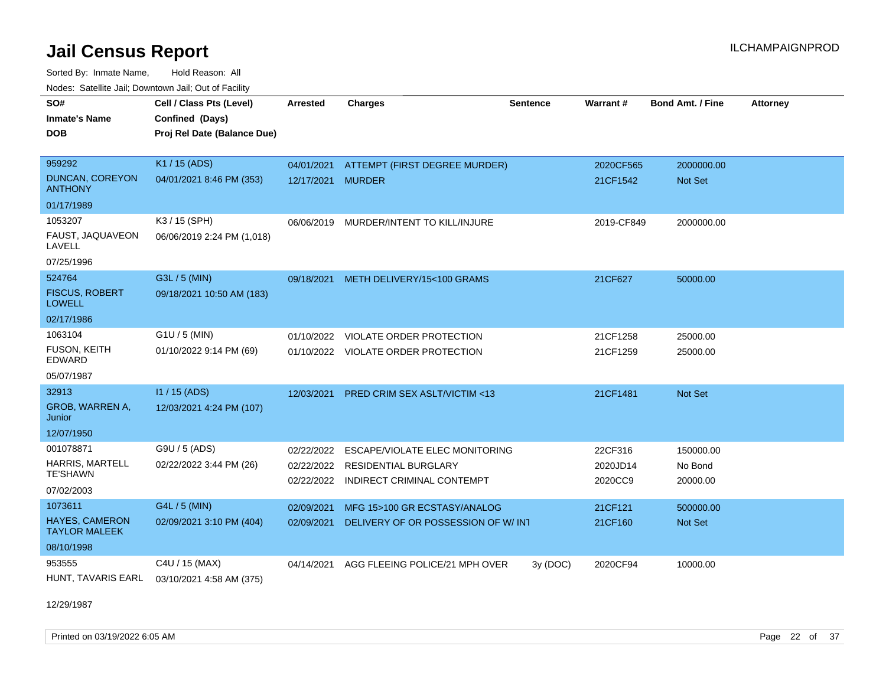# Jail Census Report

ILCHAMPAIGNPROD

Sorted By: Inmate Name, Hold Reason: All

Nodes: Satellite Jail; Downtown Jail; Out of Facility

| SO# / Inmate's Name / DOB | Cell / Class Pts (Level) / Confined (Days) / Proj Rel Date (Balance Due) | Arrested | Charges | Sentence | Warrant # | Bond Amt. / Fine | Attorney |
|---|---|---|---|---|---|---|---|
| 959292<br>DUNCAN, COREYON ANTHONY<br>01/17/1989 | K1 / 15 (ADS)<br>04/01/2021 8:46 PM (353) | 04/01/2021<br>12/17/2021 | ATTEMPT (FIRST DEGREE MURDER)<br>MURDER | | 2020CF565<br>21CF1542 | 2000000.00<br>Not Set | |
| 1053207<br>FAUST, JAQUAVEON LAVELL<br>07/25/1996 | K3 / 15 (SPH)<br>06/06/2019 2:24 PM (1,018) | 06/06/2019 | MURDER/INTENT TO KILL/INJURE | | 2019-CF849 | 2000000.00 | |
| 524764<br>FISCUS, ROBERT LOWELL<br>02/17/1986 | G3L / 5 (MIN)<br>09/18/2021 10:50 AM (183) | 09/18/2021 | METH DELIVERY/15<100 GRAMS | | 21CF627 | 50000.00 | |
| 1063104<br>FUSON, KEITH EDWARD<br>05/07/1987 | G1U / 5 (MIN)<br>01/10/2022 9:14 PM (69) | 01/10/2022<br>01/10/2022 | VIOLATE ORDER PROTECTION<br>VIOLATE ORDER PROTECTION | | 21CF1258<br>21CF1259 | 25000.00<br>25000.00 | |
| 32913<br>GROB, WARREN A, Junior<br>12/07/1950 | I1 / 15 (ADS)<br>12/03/2021 4:24 PM (107) | 12/03/2021 | PRED CRIM SEX ASLT/VICTIM <13 | | 21CF1481 | Not Set | |
| 001078871<br>HARRIS, MARTELL TE'SHAWN<br>07/02/2003 | G9U / 5 (ADS)<br>02/22/2022 3:44 PM (26) | 02/22/2022<br>02/22/2022<br>02/22/2022 | ESCAPE/VIOLATE ELEC MONITORING<br>RESIDENTIAL BURGLARY<br>INDIRECT CRIMINAL CONTEMPT | | 22CF316<br>2020JD14<br>2020CC9 | 150000.00<br>No Bond<br>20000.00 | |
| 1073611<br>HAYES, CAMERON TAYLOR MALEEK<br>08/10/1998 | G4L / 5 (MIN)<br>02/09/2021 3:10 PM (404) | 02/09/2021<br>02/09/2021 | MFG 15>100 GR ECSTASY/ANALOG<br>DELIVERY OF OR POSSESSION OF W/ INT | | 21CF121<br>21CF160 | 500000.00<br>Not Set | |
| 953555<br>HUNT, TAVARIS EARL<br>12/29/1987 | C4U / 15 (MAX)<br>03/10/2021 4:58 AM (375) | 04/14/2021 | AGG FLEEING POLICE/21 MPH OVER | 3y (DOC) | 2020CF94 | 10000.00 | |

Printed on 03/19/2022 6:05 AM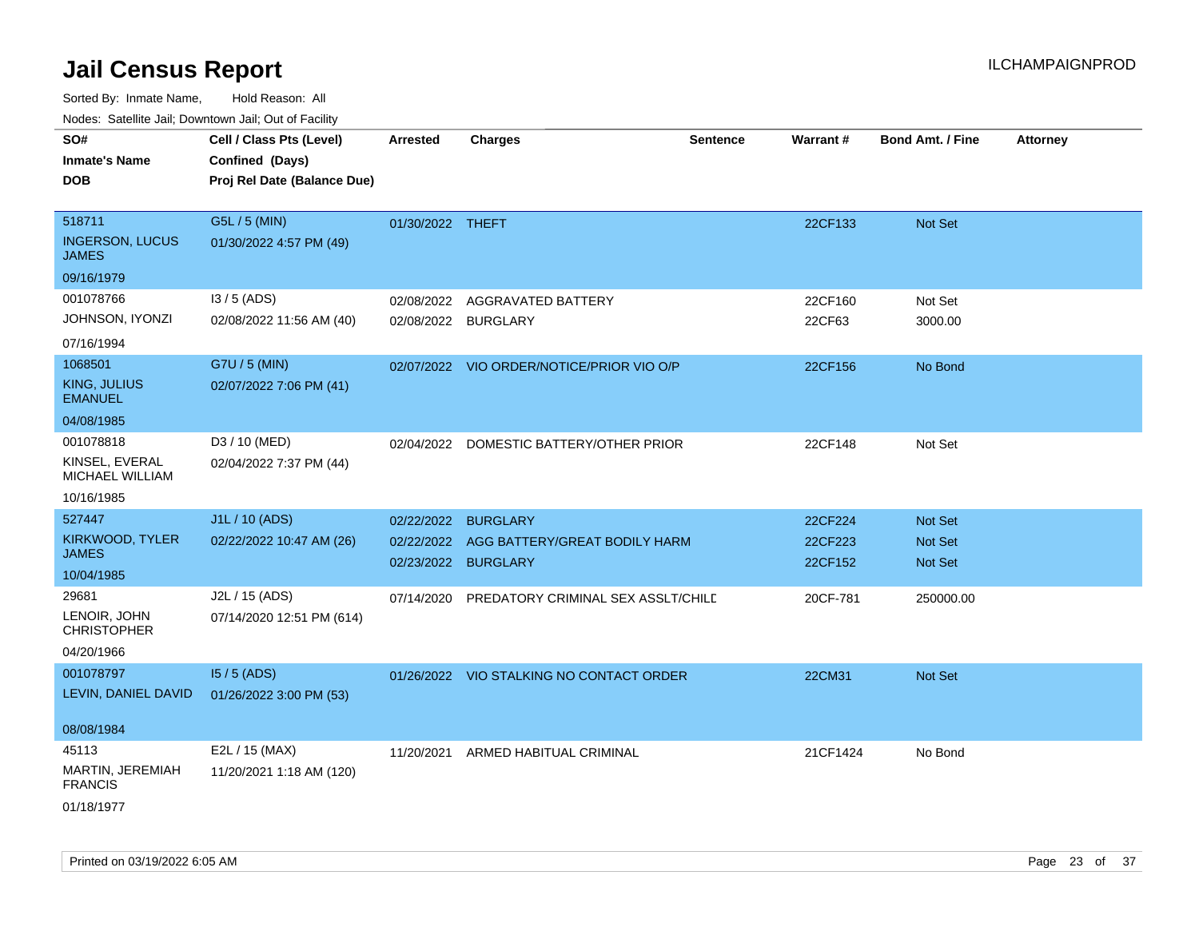# Jail Census Report

ILCHAMPAIGNPROD

Sorted By: Inmate Name, Hold Reason: All

Nodes: Satellite Jail; Downtown Jail; Out of Facility

| SO# / Inmate's Name / DOB | Cell / Class Pts (Level) / Confined (Days) / Proj Rel Date (Balance Due) | Arrested | Charges | Sentence | Warrant # | Bond Amt. / Fine | Attorney |
|---|---|---|---|---|---|---|---|
| 518711<br>INGERSON, LUCUS JAMES<br>09/16/1979 | G5L / 5 (MIN)<br>01/30/2022 4:57 PM (49) | 01/30/2022 | THEFT | | 22CF133 | Not Set | |
| 001078766<br>JOHNSON, IYONZI<br>07/16/1994 | I3 / 5 (ADS)<br>02/08/2022 11:56 AM (40) | 02/08/2022<br>02/08/2022 | AGGRAVATED BATTERY<br>BURGLARY | | 22CF160<br>22CF63 | Not Set<br>3000.00 | |
| 1068501<br>KING, JULIUS EMANUEL<br>04/08/1985 | G7U / 5 (MIN)<br>02/07/2022 7:06 PM (41) | 02/07/2022 | VIO ORDER/NOTICE/PRIOR VIO O/P | | 22CF156 | No Bond | |
| 001078818<br>KINSEL, EVERAL MICHAEL WILLIAM<br>10/16/1985 | D3 / 10 (MED)<br>02/04/2022 7:37 PM (44) | 02/04/2022 | DOMESTIC BATTERY/OTHER PRIOR | | 22CF148 | Not Set | |
| 527447<br>KIRKWOOD, TYLER JAMES<br>10/04/1985 | J1L / 10 (ADS)<br>02/22/2022 10:47 AM (26) | 02/22/2022<br>02/22/2022<br>02/23/2022 | BURGLARY<br>AGG BATTERY/GREAT BODILY HARM<br>BURGLARY | | 22CF224<br>22CF223<br>22CF152 | Not Set<br>Not Set<br>Not Set | |
| 29681<br>LENOIR, JOHN CHRISTOPHER<br>04/20/1966 | J2L / 15 (ADS)<br>07/14/2020 12:51 PM (614) | 07/14/2020 | PREDATORY CRIMINAL SEX ASSLT/CHILD | | 20CF-781 | 250000.00 | |
| 001078797<br>LEVIN, DANIEL DAVID<br>08/08/1984 | I5 / 5 (ADS)<br>01/26/2022 3:00 PM (53) | 01/26/2022 | VIO STALKING NO CONTACT ORDER | | 22CM31 | Not Set | |
| 45113<br>MARTIN, JEREMIAH FRANCIS<br>01/18/1977 | E2L / 15 (MAX)<br>11/20/2021 1:18 AM (120) | 11/20/2021 | ARMED HABITUAL CRIMINAL | | 21CF1424 | No Bond | |

Printed on 03/19/2022 6:05 AM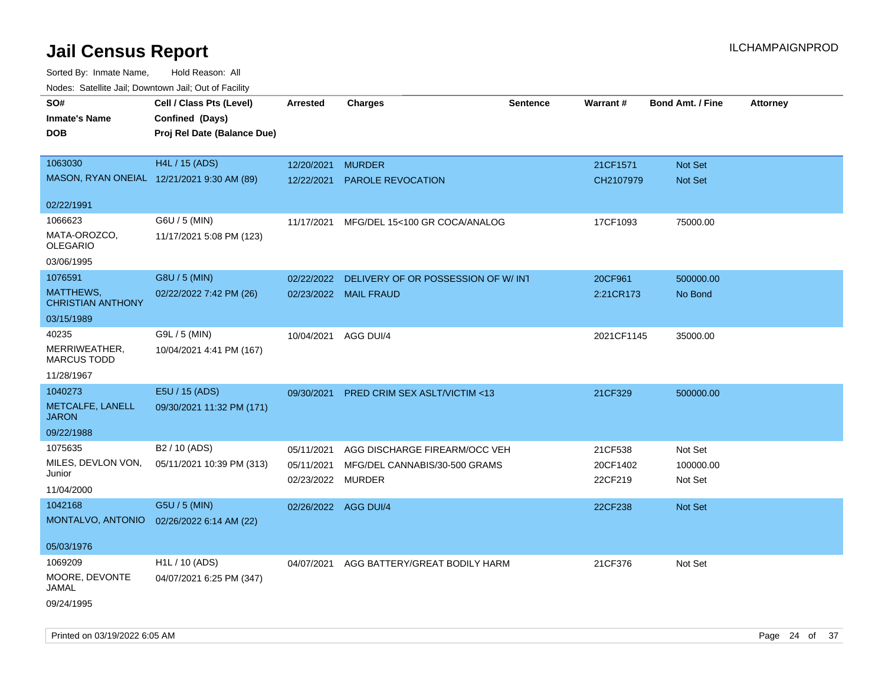# Jail Census Report

ILCHAMPAIGNPROD

Sorted By: Inmate Name, Hold Reason: All

Nodes: Satellite Jail; Downtown Jail; Out of Facility

| SO# / Inmate's Name / DOB | Cell / Class Pts (Level) / Confined (Days) / Proj Rel Date (Balance Due) | Arrested | Charges | Sentence | Warrant # | Bond Amt. / Fine | Attorney |
|---|---|---|---|---|---|---|---|
| 1063030<br>MASON, RYAN ONEIAL<br>02/22/1991 | H4L / 15 (ADS)<br>12/21/2021 9:30 AM (89) | 12/20/2021<br>12/22/2021 | MURDER<br>PAROLE REVOCATION | | 21CF1571<br>CH2107979 | Not Set<br>Not Set | |
| 1066623<br>MATA-OROZCO, OLEGARIO<br>03/06/1995 | G6U / 5 (MIN)<br>11/17/2021 5:08 PM (123) | 11/17/2021 | MFG/DEL 15<100 GR COCA/ANALOG | | 17CF1093 | 75000.00 | |
| 1076591<br>MATTHEWS, CHRISTIAN ANTHONY<br>03/15/1989 | G8U / 5 (MIN)<br>02/22/2022 7:42 PM (26) | 02/22/2022<br>02/23/2022 | DELIVERY OF OR POSSESSION OF W/ INT<br>MAIL FRAUD | | 20CF961<br>2:21CR173 | 500000.00<br>No Bond | |
| 40235<br>MERRIWEATHER, MARCUS TODD<br>11/28/1967 | G9L / 5 (MIN)<br>10/04/2021 4:41 PM (167) | 10/04/2021 | AGG DUI/4 | | 2021CF1145 | 35000.00 | |
| 1040273<br>METCALFE, LANELL JARON<br>09/22/1988 | E5U / 15 (ADS)<br>09/30/2021 11:32 PM (171) | 09/30/2021 | PRED CRIM SEX ASLT/VICTIM <13 | | 21CF329 | 500000.00 | |
| 1075635<br>MILES, DEVLON VON, Junior<br>11/04/2000 | B2 / 10 (ADS)<br>05/11/2021 10:39 PM (313) | 05/11/2021<br>05/11/2021<br>02/23/2022 | AGG DISCHARGE FIREARM/OCC VEH<br>MFG/DEL CANNABIS/30-500 GRAMS<br>MURDER | | 21CF538<br>20CF1402<br>22CF219 | Not Set<br>100000.00<br>Not Set | |
| 1042168<br>MONTALVO, ANTONIO<br>05/03/1976 | G5U / 5 (MIN)<br>02/26/2022 6:14 AM (22) | 02/26/2022 | AGG DUI/4 | | 22CF238 | Not Set | |
| 1069209<br>MOORE, DEVONTE JAMAL<br>09/24/1995 | H1L / 10 (ADS)<br>04/07/2021 6:25 PM (347) | 04/07/2021 | AGG BATTERY/GREAT BODILY HARM | | 21CF376 | Not Set | |

Printed on 03/19/2022 6:05 AM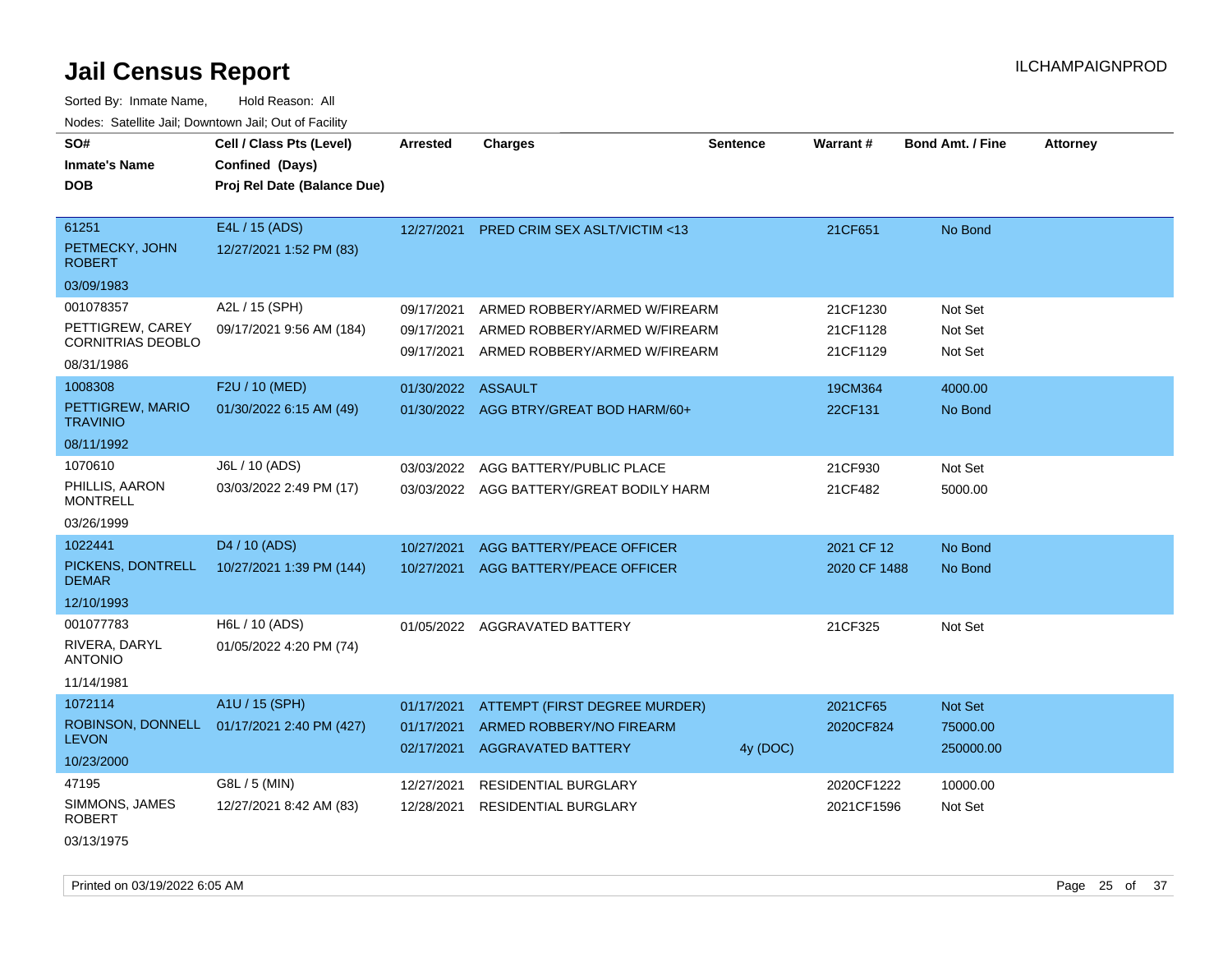# Jail Census Report

ILCHAMPAIGNPROD

Sorted By: Inmate Name, Hold Reason: All

Nodes: Satellite Jail; Downtown Jail; Out of Facility

| SO# / Inmate's Name / DOB | Cell / Class Pts (Level) / Confined (Days) / Proj Rel Date (Balance Due) | Arrested | Charges | Sentence | Warrant # | Bond Amt. / Fine | Attorney |
|---|---|---|---|---|---|---|---|
| 61251<br>PETMECKY, JOHN ROBERT<br>03/09/1983 | E4L / 15 (ADS)<br>12/27/2021 1:52 PM (83) | 12/27/2021 | PRED CRIM SEX ASLT/VICTIM <13 | | 21CF651 | No Bond | |
| 001078357<br>PETTIGREW, CAREY CORNITRIAS DEOBLO<br>08/31/1986 | A2L / 15 (SPH)<br>09/17/2021 9:56 AM (184) | 09/17/2021 | ARMED ROBBERY/ARMED W/FIREARM | | 21CF1230 | Not Set | |
| | | 09/17/2021 | ARMED ROBBERY/ARMED W/FIREARM | | 21CF1128 | Not Set | |
| | | 09/17/2021 | ARMED ROBBERY/ARMED W/FIREARM | | 21CF1129 | Not Set | |
| 1008308<br>PETTIGREW, MARIO TRAVINIO<br>08/11/1992 | F2U / 10 (MED)<br>01/30/2022 6:15 AM (49) | 01/30/2022 | ASSAULT | | 19CM364 | 4000.00 | |
| | | 01/30/2022 | AGG BTRY/GREAT BOD HARM/60+ | | 22CF131 | No Bond | |
| 1070610<br>PHILLIS, AARON MONTRELL<br>03/26/1999 | J6L / 10 (ADS)<br>03/03/2022 2:49 PM (17) | 03/03/2022 | AGG BATTERY/PUBLIC PLACE | | 21CF930 | Not Set | |
| | | 03/03/2022 | AGG BATTERY/GREAT BODILY HARM | | 21CF482 | 5000.00 | |
| 1022441<br>PICKENS, DONTRELL DEMAR<br>12/10/1993 | D4 / 10 (ADS)<br>10/27/2021 1:39 PM (144) | 10/27/2021 | AGG BATTERY/PEACE OFFICER | | 2021 CF 12 | No Bond | |
| | | 10/27/2021 | AGG BATTERY/PEACE OFFICER | | 2020 CF 1488 | No Bond | |
| 001077783<br>RIVERA, DARYL ANTONIO<br>11/14/1981 | H6L / 10 (ADS)<br>01/05/2022 4:20 PM (74) | 01/05/2022 | AGGRAVATED BATTERY | | 21CF325 | Not Set | |
| 1072114<br>ROBINSON, DONNELL LEVON<br>10/23/2000 | A1U / 15 (SPH)<br>01/17/2021 2:40 PM (427) | 01/17/2021 | ATTEMPT (FIRST DEGREE MURDER) | | 2021CF65 | Not Set | |
| | | 01/17/2021 | ARMED ROBBERY/NO FIREARM | | 2020CF824 | 75000.00 | |
| | | 02/17/2021 | AGGRAVATED BATTERY | 4y (DOC) | | 250000.00 | |
| 47195<br>SIMMONS, JAMES ROBERT<br>03/13/1975 | G8L / 5 (MIN)<br>12/27/2021 8:42 AM (83) | 12/27/2021 | RESIDENTIAL BURGLARY | | 2020CF1222 | 10000.00 | |
| | | 12/28/2021 | RESIDENTIAL BURGLARY | | 2021CF1596 | Not Set | |

Printed on 03/19/2022 6:05 AM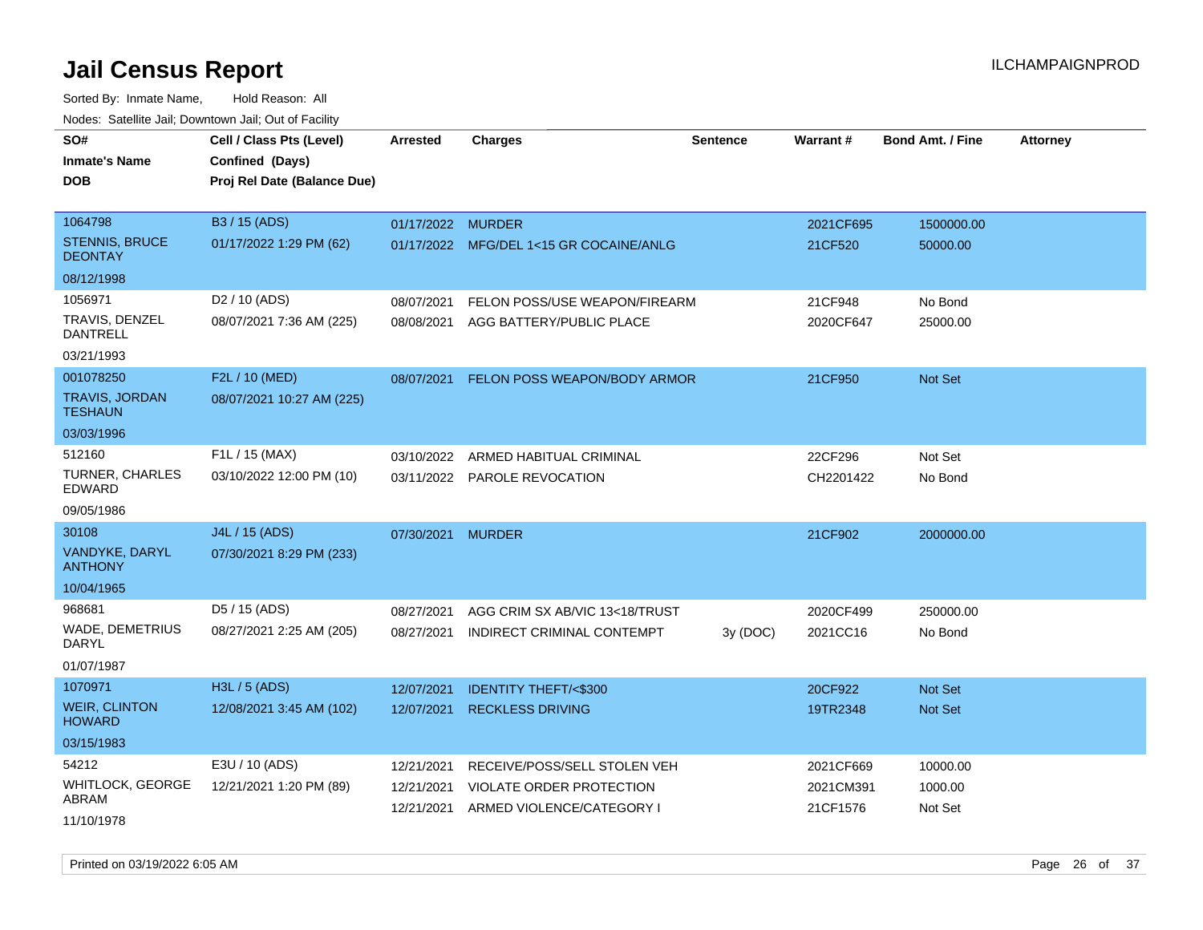# Jail Census Report

ILCHAMPAIGNPROD

Sorted By: Inmate Name, Hold Reason: All

Nodes: Satellite Jail; Downtown Jail; Out of Facility

| SO# / Inmate's Name / DOB | Cell / Class Pts (Level) / Confined (Days) / Proj Rel Date (Balance Due) | Arrested | Charges | Sentence | Warrant # | Bond Amt. / Fine | Attorney |
|---|---|---|---|---|---|---|---|
| 1064798<br>STENNIS, BRUCE DEONTAY<br>08/12/1998 | B3 / 15 (ADS)<br>01/17/2022 1:29 PM (62) | 01/17/2022 | MURDER | | 2021CF695 | 1500000.00 | |
| | | 01/17/2022 | MFG/DEL 1<15 GR COCAINE/ANLG | | 21CF520 | 50000.00 | |
| 1056971<br>TRAVIS, DENZEL DANTRELL<br>03/21/1993 | D2 / 10 (ADS)<br>08/07/2021 7:36 AM (225) | 08/07/2021 | FELON POSS/USE WEAPON/FIREARM | | 21CF948 | No Bond | |
| | | 08/08/2021 | AGG BATTERY/PUBLIC PLACE | | 2020CF647 | 25000.00 | |
| 001078250<br>TRAVIS, JORDAN TESHAUN<br>03/03/1996 | F2L / 10 (MED)<br>08/07/2021 10:27 AM (225) | 08/07/2021 | FELON POSS WEAPON/BODY ARMOR | | 21CF950 | Not Set | |
| 512160<br>TURNER, CHARLES EDWARD<br>09/05/1986 | F1L / 15 (MAX)<br>03/10/2022 12:00 PM (10) | 03/10/2022 | ARMED HABITUAL CRIMINAL | | 22CF296 | Not Set | |
| | | 03/11/2022 | PAROLE REVOCATION | | CH2201422 | No Bond | |
| 30108<br>VANDYKE, DARYL ANTHONY<br>10/04/1965 | J4L / 15 (ADS)<br>07/30/2021 8:29 PM (233) | 07/30/2021 | MURDER | | 21CF902 | 2000000.00 | |
| 968681<br>WADE, DEMETRIUS DARYL<br>01/07/1987 | D5 / 15 (ADS)<br>08/27/2021 2:25 AM (205) | 08/27/2021 | AGG CRIM SX AB/VIC 13<18/TRUST | | 2020CF499 | 250000.00 | |
| | | 08/27/2021 | INDIRECT CRIMINAL CONTEMPT | 3y (DOC) | 2021CC16 | No Bond | |
| 1070971<br>WEIR, CLINTON HOWARD<br>03/15/1983 | H3L / 5 (ADS)<br>12/08/2021 3:45 AM (102) | 12/07/2021 | IDENTITY THEFT/<$300 | | 20CF922 | Not Set | |
| | | 12/07/2021 | RECKLESS DRIVING | | 19TR2348 | Not Set | |
| 54212<br>WHITLOCK, GEORGE ABRAM<br>11/10/1978 | E3U / 10 (ADS)<br>12/21/2021 1:20 PM (89) | 12/21/2021 | RECEIVE/POSS/SELL STOLEN VEH | | 2021CF669 | 10000.00 | |
| | | 12/21/2021 | VIOLATE ORDER PROTECTION | | 2021CM391 | 1000.00 | |
| | | 12/21/2021 | ARMED VIOLENCE/CATEGORY I | | 21CF1576 | Not Set | |

Printed on 03/19/2022 6:05 AM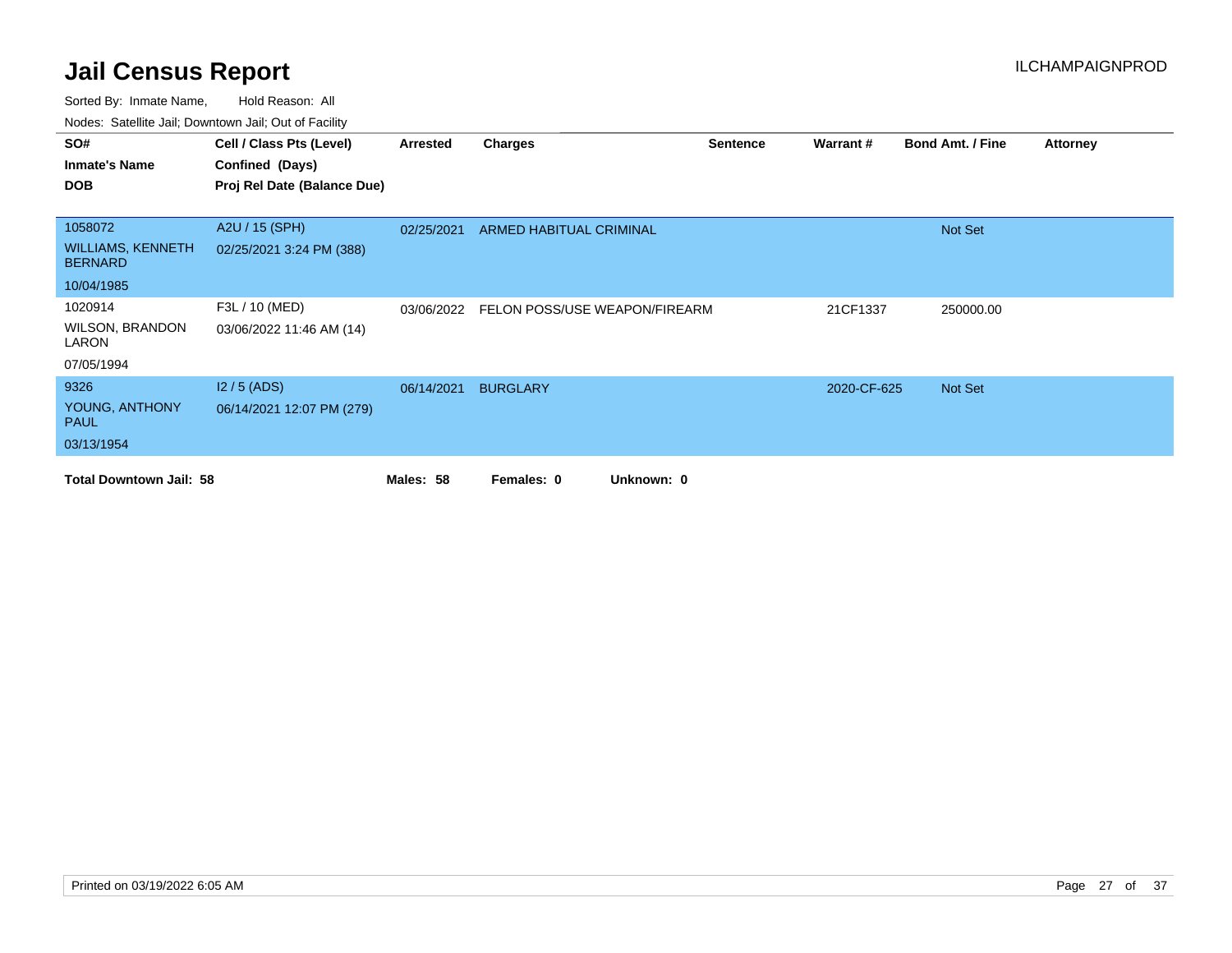# Jail Census Report

ILCHAMPAIGNPROD

Sorted By: Inmate Name, Hold Reason: All

Nodes: Satellite Jail; Downtown Jail; Out of Facility

| SO# / Inmate's Name / DOB | Cell / Class Pts (Level) / Confined (Days) / Proj Rel Date (Balance Due) | Arrested | Charges | Sentence | Warrant # | Bond Amt. / Fine | Attorney |
|---|---|---|---|---|---|---|---|
| 1058072<br>WILLIAMS, KENNETH BERNARD<br>10/04/1985 | A2U / 15 (SPH)<br>02/25/2021 3:24 PM (388) | 02/25/2021 | ARMED HABITUAL CRIMINAL | | | Not Set | |
| 1020914<br>WILSON, BRANDON LARON<br>07/05/1994 | F3L / 10 (MED)<br>03/06/2022 11:46 AM (14) | 03/06/2022 | FELON POSS/USE WEAPON/FIREARM | | 21CF1337 | 250000.00 | |
| 9326<br>YOUNG, ANTHONY PAUL<br>03/13/1954 | I2 / 5 (ADS)<br>06/14/2021 12:07 PM (279) | 06/14/2021 | BURGLARY | | 2020-CF-625 | Not Set | |

**Total Downtown Jail: 58** **Males: 58** **Females: 0** **Unknown: 0**

Printed on 03/19/2022 6:05 AM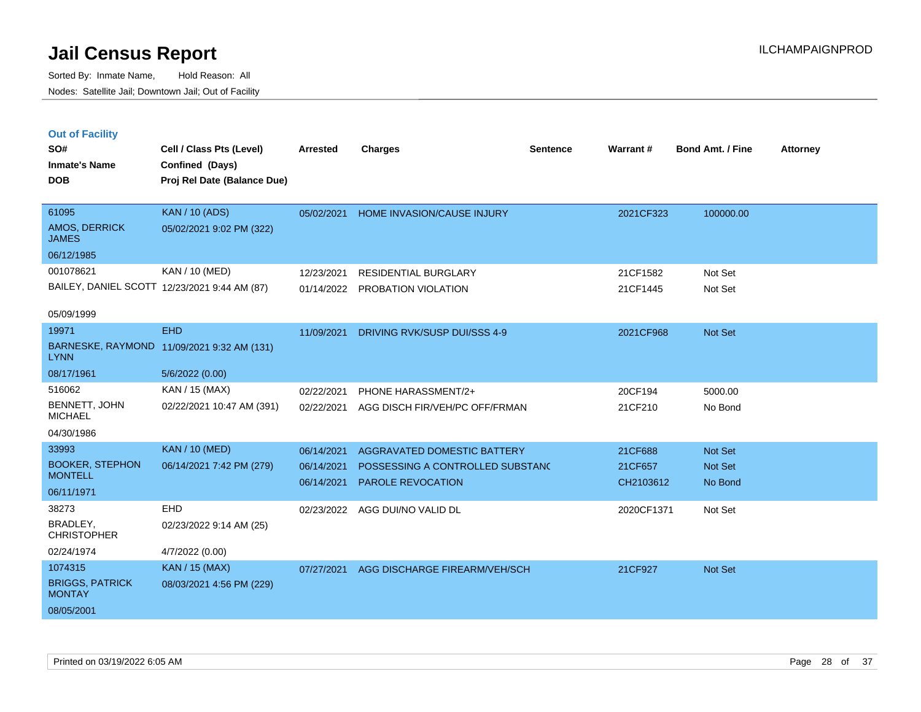# Jail Census Report

Sorted By: Inmate Name, Hold Reason: All
Nodes: Satellite Jail; Downtown Jail; Out of Facility

ILCHAMPAIGNPROD

## Out of Facility

| SO# / Inmate's Name / DOB | Cell / Class Pts (Level) / Confined (Days) / Proj Rel Date (Balance Due) | Arrested | Charges | Sentence | Warrant # | Bond Amt. / Fine | Attorney |
|---|---|---|---|---|---|---|---|
| 61095<br>AMOS, DERRICK JAMES<br>06/12/1985 | KAN / 10 (ADS)<br>05/02/2021 9:02 PM (322) | 05/02/2021 | HOME INVASION/CAUSE INJURY | | 2021CF323 | 100000.00 | |
| 001078621<br>BAILEY, DANIEL SCOTT<br>05/09/1999 | KAN / 10 (MED)<br>12/23/2021 9:44 AM (87) | 12/23/2021<br>01/14/2022 | RESIDENTIAL BURGLARY<br>PROBATION VIOLATION | | 21CF1582<br>21CF1445 | Not Set<br>Not Set | |
| 19971<br>BARNESKE, RAYMOND LYNN<br>08/17/1961 | EHD<br>11/09/2021 9:32 AM (131)<br>5/6/2022 (0.00) | 11/09/2021 | DRIVING RVK/SUSP DUI/SSS 4-9 | | 2021CF968 | Not Set | |
| 516062<br>BENNETT, JOHN MICHAEL<br>04/30/1986 | KAN / 15 (MAX)<br>02/22/2021 10:47 AM (391) | 02/22/2021<br>02/22/2021 | PHONE HARASSMENT/2+<br>AGG DISCH FIR/VEH/PC OFF/FRMAN | | 20CF194<br>21CF210 | 5000.00<br>No Bond | |
| 33993<br>BOOKER, STEPHON MONTELL<br>06/11/1971 | KAN / 10 (MED)<br>06/14/2021 7:42 PM (279) | 06/14/2021<br>06/14/2021<br>06/14/2021 | AGGRAVATED DOMESTIC BATTERY<br>POSSESSING A CONTROLLED SUBSTANC<br>PAROLE REVOCATION | | 21CF688<br>21CF657<br>CH2103612 | Not Set<br>Not Set<br>No Bond | |
| 38273<br>BRADLEY, CHRISTOPHER<br>02/24/1974 | EHD<br>02/23/2022 9:14 AM (25)<br>4/7/2022 (0.00) | 02/23/2022 | AGG DUI/NO VALID DL | | 2020CF1371 | Not Set | |
| 1074315<br>BRIGGS, PATRICK MONTAY<br>08/05/2001 | KAN / 15 (MAX)<br>08/03/2021 4:56 PM (229) | 07/27/2021 | AGG DISCHARGE FIREARM/VEH/SCH | | 21CF927 | Not Set | |

Printed on 03/19/2022 6:05 AM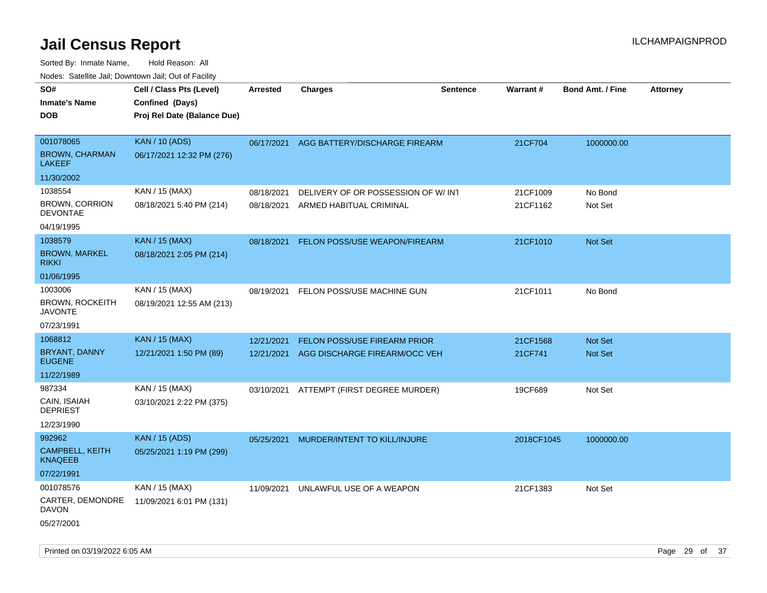# Jail Census Report

ILCHAMPAIGNPROD

Sorted By: Inmate Name, Hold Reason: All

Nodes: Satellite Jail; Downtown Jail; Out of Facility

| SO# / Inmate's Name / DOB | Cell / Class Pts (Level) / Confined (Days) / Proj Rel Date (Balance Due) | Arrested | Charges | Sentence | Warrant # | Bond Amt. / Fine | Attorney |
|---|---|---|---|---|---|---|---|
| 001078065<br>BROWN, CHARMAN LAKEEF<br>11/30/2002 | KAN / 10 (ADS)<br>06/17/2021 12:32 PM (276) | 06/17/2021 | AGG BATTERY/DISCHARGE FIREARM | | 21CF704 | 1000000.00 | |
| 1038554<br>BROWN, CORRION DEVONTAE<br>04/19/1995 | KAN / 15 (MAX)<br>08/18/2021 5:40 PM (214) | 08/18/2021<br>08/18/2021 | DELIVERY OF OR POSSESSION OF W/ INT<br>ARMED HABITUAL CRIMINAL | | 21CF1009<br>21CF1162 | No Bond<br>Not Set | |
| 1038579<br>BROWN, MARKEL RIKKI<br>01/06/1995 | KAN / 15 (MAX)<br>08/18/2021 2:05 PM (214) | 08/18/2021 | FELON POSS/USE WEAPON/FIREARM | | 21CF1010 | Not Set | |
| 1003006<br>BROWN, ROCKEITH JAVONTE<br>07/23/1991 | KAN / 15 (MAX)<br>08/19/2021 12:55 AM (213) | 08/19/2021 | FELON POSS/USE MACHINE GUN | | 21CF1011 | No Bond | |
| 1068812<br>BRYANT, DANNY EUGENE<br>11/22/1989 | KAN / 15 (MAX)<br>12/21/2021 1:50 PM (89) | 12/21/2021<br>12/21/2021 | FELON POSS/USE FIREARM PRIOR<br>AGG DISCHARGE FIREARM/OCC VEH | | 21CF1568<br>21CF741 | Not Set<br>Not Set | |
| 987334<br>CAIN, ISAIAH DEPRIEST<br>12/23/1990 | KAN / 15 (MAX)<br>03/10/2021 2:22 PM (375) | 03/10/2021 | ATTEMPT (FIRST DEGREE MURDER) | | 19CF689 | Not Set | |
| 992962<br>CAMPBELL, KEITH KNAQEEB<br>07/22/1991 | KAN / 15 (ADS)<br>05/25/2021 1:19 PM (299) | 05/25/2021 | MURDER/INTENT TO KILL/INJURE | | 2018CF1045 | 1000000.00 | |
| 001078576<br>CARTER, DEMONDRE DAVON<br>05/27/2001 | KAN / 15 (MAX)<br>11/09/2021 6:01 PM (131) | 11/09/2021 | UNLAWFUL USE OF A WEAPON | | 21CF1383 | Not Set | |

Printed on 03/19/2022 6:05 AM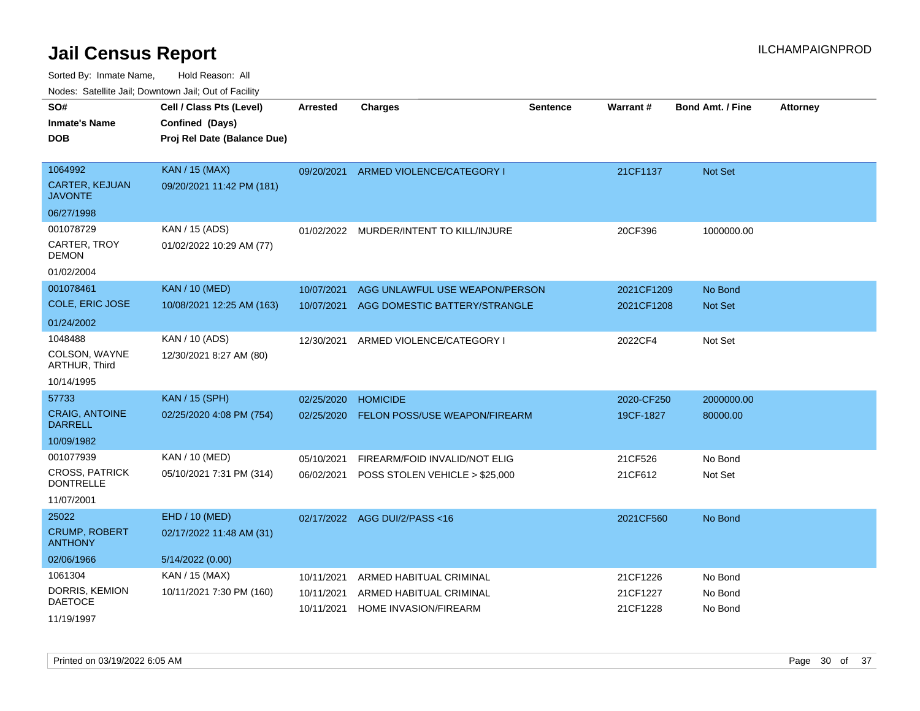# Jail Census Report

Sorted By: Inmate Name, Hold Reason: All

Nodes: Satellite Jail; Downtown Jail; Out of Facility

| SO# / Inmate's Name / DOB | Cell / Class Pts (Level) / Confined (Days) / Proj Rel Date (Balance Due) | Arrested | Charges | Sentence | Warrant # | Bond Amt. / Fine | Attorney |
|---|---|---|---|---|---|---|---|
| 1064992<br>CARTER, KEJUAN JAVONTE<br>06/27/1998 | KAN / 15 (MAX)<br>09/20/2021 11:42 PM (181) | 09/20/2021 | ARMED VIOLENCE/CATEGORY I | | 21CF1137 | Not Set | |
| 001078729<br>CARTER, TROY DEMON<br>01/02/2004 | KAN / 15 (ADS)<br>01/02/2022 10:29 AM (77) | 01/02/2022 | MURDER/INTENT TO KILL/INJURE | | 20CF396 | 1000000.00 | |
| 001078461<br>COLE, ERIC JOSE<br>01/24/2002 | KAN / 10 (MED)<br>10/08/2021 12:25 AM (163) | 10/07/2021<br>10/07/2021 | AGG UNLAWFUL USE WEAPON/PERSON<br>AGG DOMESTIC BATTERY/STRANGLE | | 2021CF1209<br>2021CF1208 | No Bond<br>Not Set | |
| 1048488<br>COLSON, WAYNE ARTHUR, Third<br>10/14/1995 | KAN / 10 (ADS)<br>12/30/2021 8:27 AM (80) | 12/30/2021 | ARMED VIOLENCE/CATEGORY I | | 2022CF4 | Not Set | |
| 57733<br>CRAIG, ANTOINE DARRELL<br>10/09/1982 | KAN / 15 (SPH)<br>02/25/2020 4:08 PM (754) | 02/25/2020<br>02/25/2020 | HOMICIDE<br>FELON POSS/USE WEAPON/FIREARM | | 2020-CF250<br>19CF-1827 | 2000000.00<br>80000.00 | |
| 001077939<br>CROSS, PATRICK DONTRELLE<br>11/07/2001 | KAN / 10 (MED)<br>05/10/2021 7:31 PM (314) | 05/10/2021<br>06/02/2021 | FIREARM/FOID INVALID/NOT ELIG<br>POSS STOLEN VEHICLE > $25,000 | | 21CF526<br>21CF612 | No Bond<br>Not Set | |
| 25022<br>CRUMP, ROBERT ANTHONY<br>02/06/1966 | EHD / 10 (MED)<br>02/17/2022 11:48 AM (31)<br>5/14/2022 (0.00) | 02/17/2022 | AGG DUI/2/PASS <16 | | 2021CF560 | No Bond | |
| 1061304<br>DORRIS, KEMION DAETOCE<br>11/19/1997 | KAN / 15 (MAX)<br>10/11/2021 7:30 PM (160) | 10/11/2021<br>10/11/2021<br>10/11/2021 | ARMED HABITUAL CRIMINAL<br>ARMED HABITUAL CRIMINAL<br>HOME INVASION/FIREARM | | 21CF1226<br>21CF1227<br>21CF1228 | No Bond<br>No Bond<br>No Bond | |

Printed on 03/19/2022 6:05 AM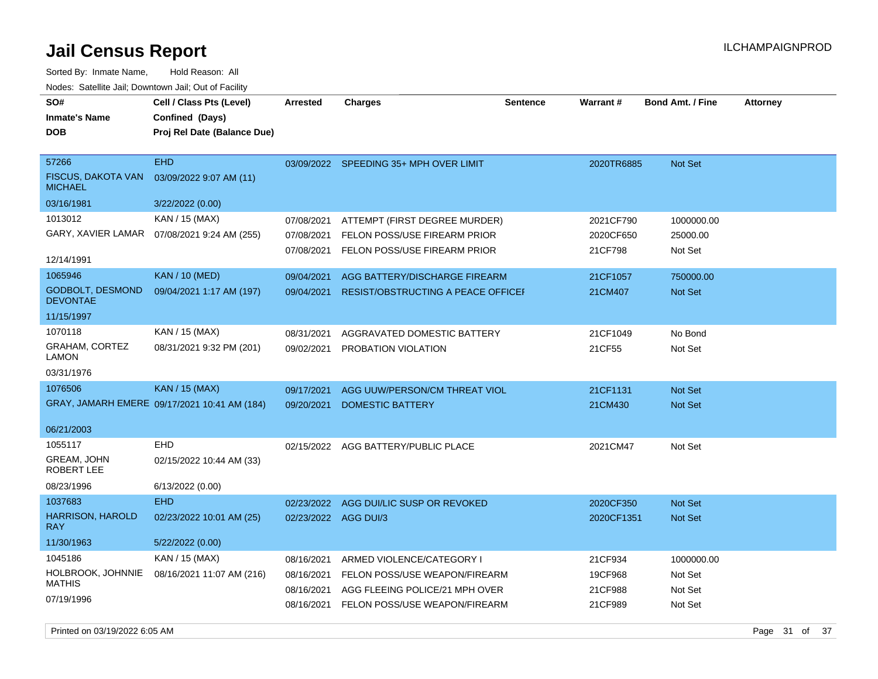# Jail Census Report

ILCHAMPAIGNPROD

Sorted By: Inmate Name, Hold Reason: All

Nodes: Satellite Jail; Downtown Jail; Out of Facility

| SO# / Inmate's Name / DOB | Cell / Class Pts (Level) / Confined (Days) / Proj Rel Date (Balance Due) | Arrested | Charges | Sentence | Warrant # | Bond Amt. / Fine | Attorney |
|---|---|---|---|---|---|---|---|
| 57266<br>FISCUS, DAKOTA VAN MICHAEL<br>03/16/1981 | EHD<br>03/09/2022 9:07 AM (11)<br>3/22/2022 (0.00) | 03/09/2022 | SPEEDING 35+ MPH OVER LIMIT | | 2020TR6885 | Not Set | |
| 1013012<br>GARY, XAVIER LAMAR<br>12/14/1991 | KAN / 15 (MAX)<br>07/08/2021 9:24 AM (255) | 07/08/2021 | ATTEMPT (FIRST DEGREE MURDER) | | 2021CF790 | 1000000.00 | |
| | | 07/08/2021 | FELON POSS/USE FIREARM PRIOR | | 2020CF650 | 25000.00 | |
| | | 07/08/2021 | FELON POSS/USE FIREARM PRIOR | | 21CF798 | Not Set | |
| 1065946<br>GODBOLT, DESMOND DEVONTAE<br>11/15/1997 | KAN / 10 (MED)<br>09/04/2021 1:17 AM (197) | 09/04/2021 | AGG BATTERY/DISCHARGE FIREARM | | 21CF1057 | 750000.00 | |
| | | 09/04/2021 | RESIST/OBSTRUCTING A PEACE OFFICEI | | 21CM407 | Not Set | |
| 1070118<br>GRAHAM, CORTEZ LAMON<br>03/31/1976 | KAN / 15 (MAX)<br>08/31/2021 9:32 PM (201) | 08/31/2021 | AGGRAVATED DOMESTIC BATTERY | | 21CF1049 | No Bond | |
| | | 09/02/2021 | PROBATION VIOLATION | | 21CF55 | Not Set | |
| 1076506<br>GRAY, JAMARH EMERE<br>06/21/2003 | KAN / 15 (MAX)<br>09/17/2021 10:41 AM (184) | 09/17/2021 | AGG UUW/PERSON/CM THREAT VIOL | | 21CF1131 | Not Set | |
| | | 09/20/2021 | DOMESTIC BATTERY | | 21CM430 | Not Set | |
| 1055117<br>GREAM, JOHN ROBERT LEE<br>08/23/1996 | EHD<br>02/15/2022 10:44 AM (33)<br>6/13/2022 (0.00) | 02/15/2022 | AGG BATTERY/PUBLIC PLACE | | 2021CM47 | Not Set | |
| 1037683<br>HARRISON, HAROLD RAY<br>11/30/1963 | EHD<br>02/23/2022 10:01 AM (25)<br>5/22/2022 (0.00) | 02/23/2022 | AGG DUI/LIC SUSP OR REVOKED | | 2020CF350 | Not Set | |
| | | 02/23/2022 | AGG DUI/3 | | 2020CF1351 | Not Set | |
| 1045186<br>HOLBROOK, JOHNNIE MATHIS<br>07/19/1996 | KAN / 15 (MAX)<br>08/16/2021 11:07 AM (216) | 08/16/2021 | ARMED VIOLENCE/CATEGORY I | | 21CF934 | 1000000.00 | |
| | | 08/16/2021 | FELON POSS/USE WEAPON/FIREARM | | 19CF968 | Not Set | |
| | | 08/16/2021 | AGG FLEEING POLICE/21 MPH OVER | | 21CF988 | Not Set | |
| | | 08/16/2021 | FELON POSS/USE WEAPON/FIREARM | | 21CF989 | Not Set | |

Printed on 03/19/2022 6:05 AM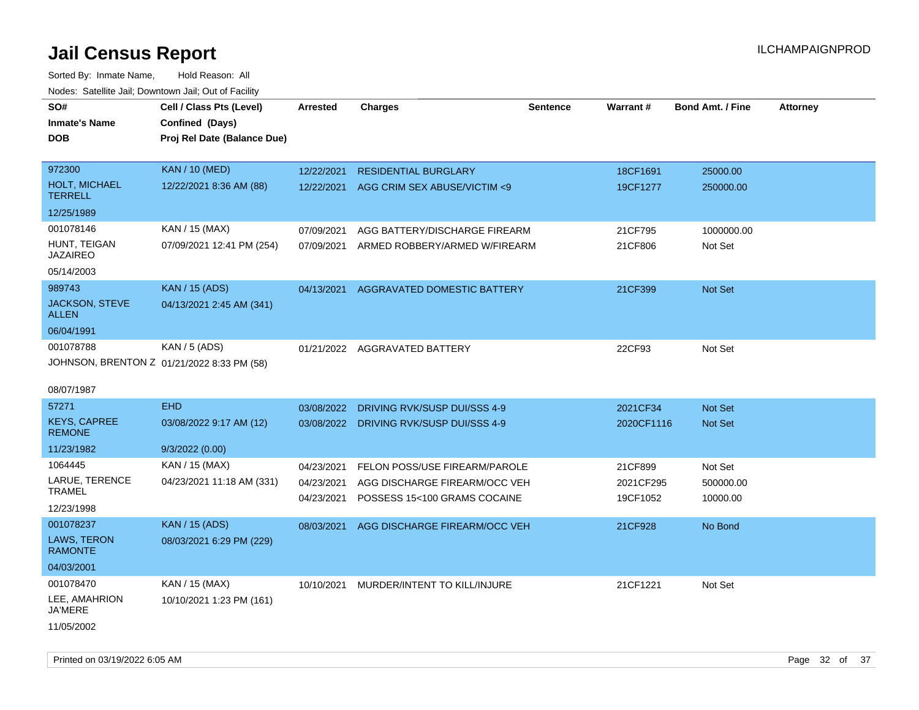# Jail Census Report

ILCHAMPAIGNPROD

Sorted By: Inmate Name, Hold Reason: All

Nodes: Satellite Jail; Downtown Jail; Out of Facility

| SO# / Inmate's Name / DOB | Cell / Class Pts (Level) / Confined (Days) / Proj Rel Date (Balance Due) | Arrested | Charges | Sentence | Warrant # | Bond Amt. / Fine | Attorney |
|---|---|---|---|---|---|---|---|
| 972300<br>HOLT, MICHAEL TERRELL<br>12/25/1989 | KAN / 10 (MED)<br>12/22/2021 8:36 AM (88) | 12/22/2021<br>12/22/2021 | RESIDENTIAL BURGLARY<br>AGG CRIM SEX ABUSE/VICTIM <9 | | 18CF1691<br>19CF1277 | 25000.00<br>250000.00 | |
| 001078146<br>HUNT, TEIGAN JAZAIREO<br>05/14/2003 | KAN / 15 (MAX)<br>07/09/2021 12:41 PM (254) | 07/09/2021<br>07/09/2021 | AGG BATTERY/DISCHARGE FIREARM<br>ARMED ROBBERY/ARMED W/FIREARM | | 21CF795<br>21CF806 | 1000000.00<br>Not Set | |
| 989743<br>JACKSON, STEVE ALLEN<br>06/04/1991 | KAN / 15 (ADS)<br>04/13/2021 2:45 AM (341) | 04/13/2021 | AGGRAVATED DOMESTIC BATTERY | | 21CF399 | Not Set | |
| 001078788<br>JOHNSON, BRENTON Z<br>08/07/1987 | KAN / 5 (ADS)<br>01/21/2022 8:33 PM (58) | 01/21/2022 | AGGRAVATED BATTERY | | 22CF93 | Not Set | |
| 57271<br>KEYS, CAPREE REMONE<br>11/23/1982 | EHD<br>03/08/2022 9:17 AM (12)<br>9/3/2022 (0.00) | 03/08/2022<br>03/08/2022 | DRIVING RVK/SUSP DUI/SSS 4-9<br>DRIVING RVK/SUSP DUI/SSS 4-9 | | 2021CF34<br>2020CF1116 | Not Set<br>Not Set | |
| 1064445<br>LARUE, TERENCE TRAMEL<br>12/23/1998 | KAN / 15 (MAX)<br>04/23/2021 11:18 AM (331) | 04/23/2021<br>04/23/2021<br>04/23/2021 | FELON POSS/USE FIREARM/PAROLE<br>AGG DISCHARGE FIREARM/OCC VEH<br>POSSESS 15<100 GRAMS COCAINE | | 21CF899<br>2021CF295<br>19CF1052 | Not Set<br>500000.00<br>10000.00 | |
| 001078237<br>LAWS, TERON RAMONTE<br>04/03/2001 | KAN / 15 (ADS)<br>08/03/2021 6:29 PM (229) | 08/03/2021 | AGG DISCHARGE FIREARM/OCC VEH | | 21CF928 | No Bond | |
| 001078470<br>LEE, AMAHRION JA'MERE<br>11/05/2002 | KAN / 15 (MAX)<br>10/10/2021 1:23 PM (161) | 10/10/2021 | MURDER/INTENT TO KILL/INJURE | | 21CF1221 | Not Set | |

Printed on 03/19/2022 6:05 AM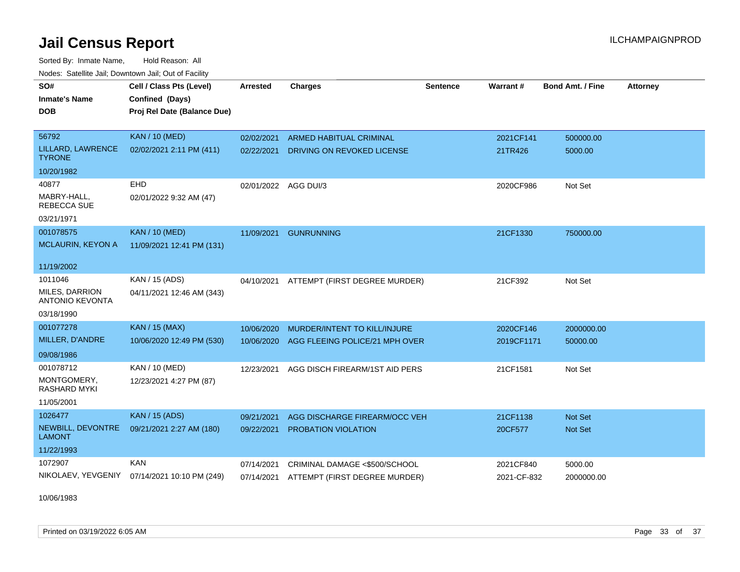# Jail Census Report

Sorted By: Inmate Name, Hold Reason: All

Nodes: Satellite Jail; Downtown Jail; Out of Facility

| SO# / Inmate's Name / DOB | Cell / Class Pts (Level) / Confined (Days) / Proj Rel Date (Balance Due) | Arrested | Charges | Sentence | Warrant # | Bond Amt. / Fine | Attorney |
|---|---|---|---|---|---|---|---|
| 56792<br>LILLARD, LAWRENCE TYRONE<br>10/20/1982 | KAN / 10 (MED)<br>02/02/2021 2:11 PM (411) | 02/02/2021<br>02/22/2021 | ARMED HABITUAL CRIMINAL<br>DRIVING ON REVOKED LICENSE | | 2021CF141<br>21TR426 | 500000.00<br>5000.00 | |
| 40877<br>MABRY-HALL, REBECCA SUE<br>03/21/1971 | EHD<br>02/01/2022 9:32 AM (47) | 02/01/2022 | AGG DUI/3 | | 2020CF986 | Not Set | |
| 001078575<br>MCLAURIN, KEYON A<br>11/19/2002 | KAN / 10 (MED)<br>11/09/2021 12:41 PM (131) | 11/09/2021 | GUNRUNNING | | 21CF1330 | 750000.00 | |
| 1011046<br>MILES, DARRION ANTONIO KEVONTA<br>03/18/1990 | KAN / 15 (ADS)<br>04/11/2021 12:46 AM (343) | 04/10/2021 | ATTEMPT (FIRST DEGREE MURDER) | | 21CF392 | Not Set | |
| 001077278<br>MILLER, D'ANDRE<br>09/08/1986 | KAN / 15 (MAX)<br>10/06/2020 12:49 PM (530) | 10/06/2020<br>10/06/2020 | MURDER/INTENT TO KILL/INJURE<br>AGG FLEEING POLICE/21 MPH OVER | | 2020CF146<br>2019CF1171 | 2000000.00<br>50000.00 | |
| 001078712<br>MONTGOMERY, RASHARD MYKI<br>11/05/2001 | KAN / 10 (MED)<br>12/23/2021 4:27 PM (87) | 12/23/2021 | AGG DISCH FIREARM/1ST AID PERS | | 21CF1581 | Not Set | |
| 1026477<br>NEWBILL, DEVONTRE LAMONT<br>11/22/1993 | KAN / 15 (ADS)<br>09/21/2021 2:27 AM (180) | 09/21/2021<br>09/22/2021 | AGG DISCHARGE FIREARM/OCC VEH<br>PROBATION VIOLATION | | 21CF1138<br>20CF577 | Not Set<br>Not Set | |
| 1072907<br>NIKOLAEV, YEVGENIY<br>10/06/1983 | KAN<br>07/14/2021 10:10 PM (249) | 07/14/2021<br>07/14/2021 | CRIMINAL DAMAGE <$500/SCHOOL<br>ATTEMPT (FIRST DEGREE MURDER) | | 2021CF840<br>2021-CF-832 | 5000.00<br>2000000.00 | |

Printed on 03/19/2022 6:05 AM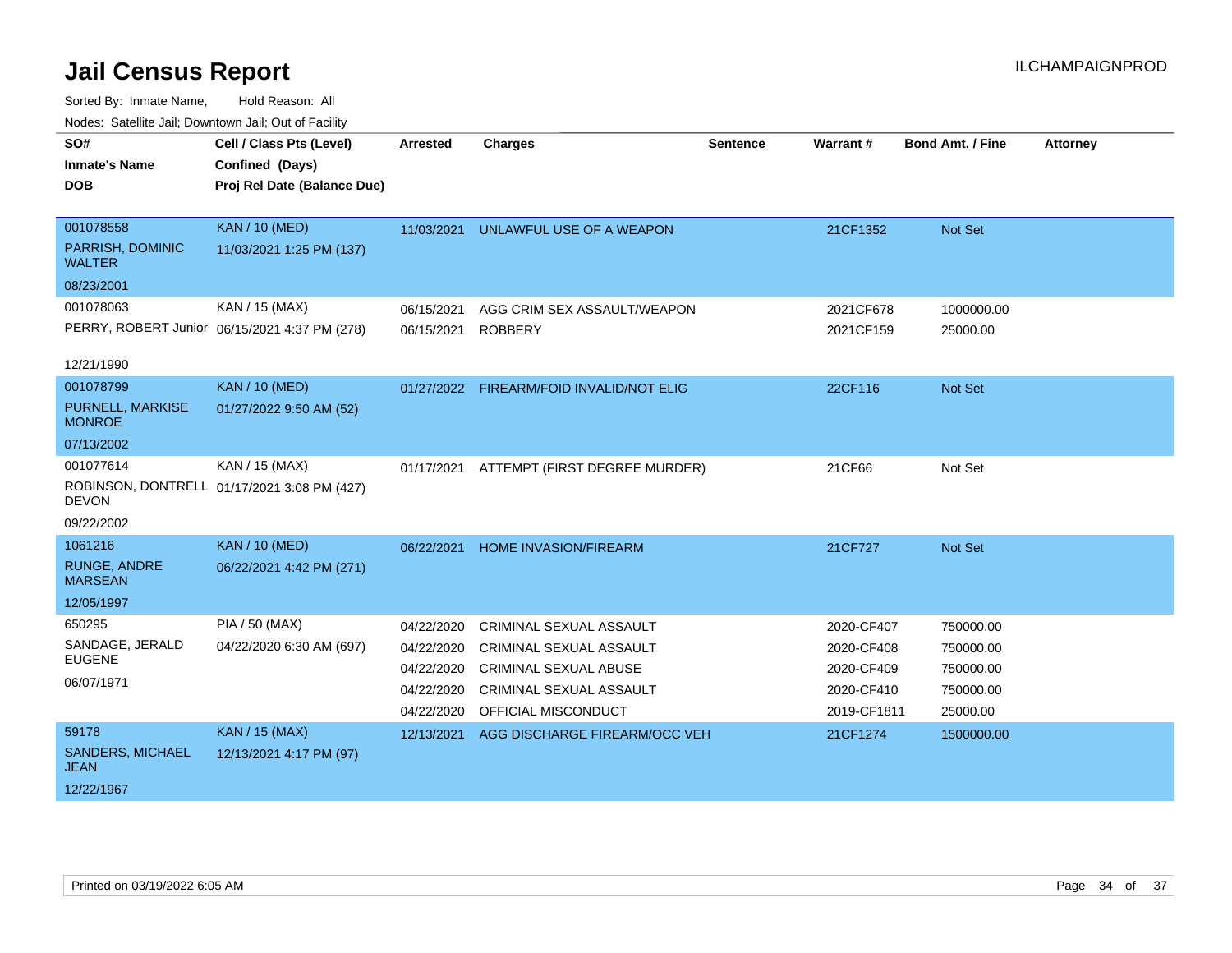# Jail Census Report

Sorted By: Inmate Name, Hold Reason: All

Nodes: Satellite Jail; Downtown Jail; Out of Facility

| SO# / Inmate's Name / DOB | Cell / Class Pts (Level) / Confined (Days) / Proj Rel Date (Balance Due) | Arrested | Charges | Sentence | Warrant # | Bond Amt. / Fine | Attorney |
|---|---|---|---|---|---|---|---|
| 001078558<br>PARRISH, DOMINIC WALTER<br>08/23/2001 | KAN / 10 (MED)<br>11/03/2021 1:25 PM (137) | 11/03/2021 | UNLAWFUL USE OF A WEAPON | | 21CF1352 | Not Set | |
| 001078063<br>PERRY, ROBERT Junior<br>12/21/1990 | KAN / 15 (MAX)<br>06/15/2021 4:37 PM (278) | 06/15/2021 | AGG CRIM SEX ASSAULT/WEAPON | | 2021CF678 | 1000000.00 | |
| | | 06/15/2021 | ROBBERY | | 2021CF159 | 25000.00 | |
| 001078799<br>PURNELL, MARKISE MONROE<br>07/13/2002 | KAN / 10 (MED)<br>01/27/2022 9:50 AM (52) | 01/27/2022 | FIREARM/FOID INVALID/NOT ELIG | | 22CF116 | Not Set | |
| 001077614<br>ROBINSON, DONTRELL DEVON<br>09/22/2002 | KAN / 15 (MAX)<br>01/17/2021 3:08 PM (427) | 01/17/2021 | ATTEMPT (FIRST DEGREE MURDER) | | 21CF66 | Not Set | |
| 1061216<br>RUNGE, ANDRE MARSEAN<br>12/05/1997 | KAN / 10 (MED)<br>06/22/2021 4:42 PM (271) | 06/22/2021 | HOME INVASION/FIREARM | | 21CF727 | Not Set | |
| 650295<br>SANDAGE, JERALD EUGENE<br>06/07/1971 | PIA / 50 (MAX)<br>04/22/2020 6:30 AM (697) | 04/22/2020 | CRIMINAL SEXUAL ASSAULT | | 2020-CF407 | 750000.00 | |
| | | 04/22/2020 | CRIMINAL SEXUAL ASSAULT | | 2020-CF408 | 750000.00 | |
| | | 04/22/2020 | CRIMINAL SEXUAL ABUSE | | 2020-CF409 | 750000.00 | |
| | | 04/22/2020 | CRIMINAL SEXUAL ASSAULT | | 2020-CF410 | 750000.00 | |
| | | 04/22/2020 | OFFICIAL MISCONDUCT | | 2019-CF1811 | 25000.00 | |
| 59178<br>SANDERS, MICHAEL JEAN<br>12/22/1967 | KAN / 15 (MAX)<br>12/13/2021 4:17 PM (97) | 12/13/2021 | AGG DISCHARGE FIREARM/OCC VEH | | 21CF1274 | 1500000.00 | |

Printed on 03/19/2022 6:05 AM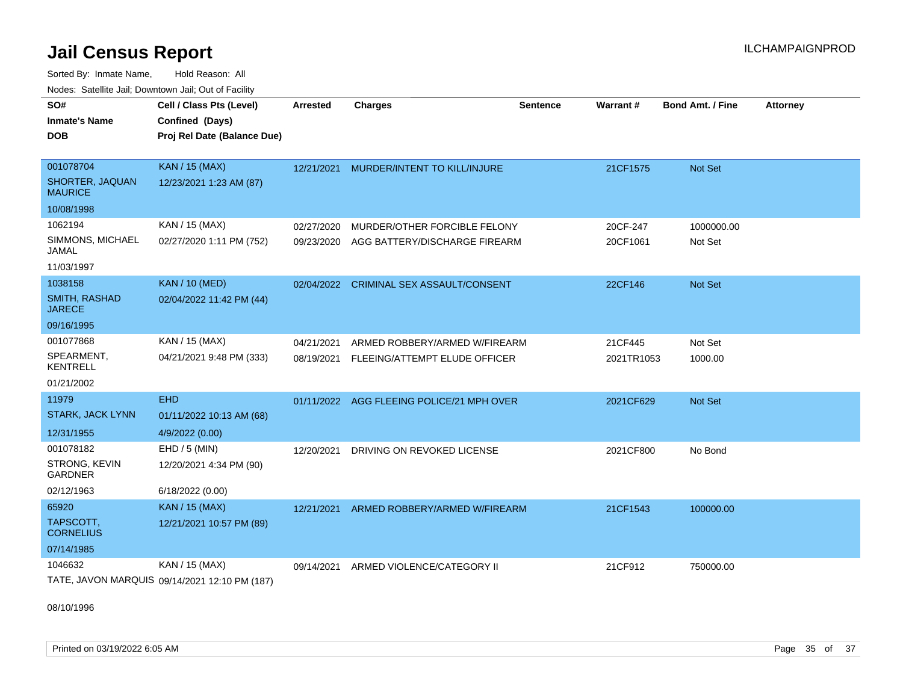# Jail Census Report

Sorted By: Inmate Name, Hold Reason: All

Nodes: Satellite Jail; Downtown Jail; Out of Facility

| SO# / Inmate's Name / DOB | Cell / Class Pts (Level) / Confined (Days) / Proj Rel Date (Balance Due) | Arrested | Charges | Sentence | Warrant # | Bond Amt. / Fine | Attorney |
|---|---|---|---|---|---|---|---|
| 001078704<br>SHORTER, JAQUAN MAURICE<br>10/08/1998 | KAN / 15 (MAX)<br>12/23/2021 1:23 AM (87) | 12/21/2021 | MURDER/INTENT TO KILL/INJURE | | 21CF1575 | Not Set | |
| 1062194<br>SIMMONS, MICHAEL JAMAL<br>11/03/1997 | KAN / 15 (MAX)<br>02/27/2020 1:11 PM (752) | 02/27/2020 | MURDER/OTHER FORCIBLE FELONY | | 20CF-247 | 1000000.00 | |
| | | 09/23/2020 | AGG BATTERY/DISCHARGE FIREARM | | 20CF1061 | Not Set | |
| 1038158<br>SMITH, RASHAD JARECE<br>09/16/1995 | KAN / 10 (MED)<br>02/04/2022 11:42 PM (44) | 02/04/2022 | CRIMINAL SEX ASSAULT/CONSENT | | 22CF146 | Not Set | |
| 001077868<br>SPEARMENT, KENTRELL<br>01/21/2002 | KAN / 15 (MAX)<br>04/21/2021 9:48 PM (333) | 04/21/2021 | ARMED ROBBERY/ARMED W/FIREARM | | 21CF445 | Not Set | |
| | | 08/19/2021 | FLEEING/ATTEMPT ELUDE OFFICER | | 2021TR1053 | 1000.00 | |
| 11979<br>STARK, JACK LYNN<br>12/31/1955 | EHD<br>01/11/2022 10:13 AM (68)<br>4/9/2022 (0.00) | 01/11/2022 | AGG FLEEING POLICE/21 MPH OVER | | 2021CF629 | Not Set | |
| 001078182<br>STRONG, KEVIN GARDNER<br>02/12/1963 | EHD / 5 (MIN)<br>12/20/2021 4:34 PM (90)<br>6/18/2022 (0.00) | 12/20/2021 | DRIVING ON REVOKED LICENSE | | 2021CF800 | No Bond | |
| 65920<br>TAPSCOTT, CORNELIUS<br>07/14/1985 | KAN / 15 (MAX)<br>12/21/2021 10:57 PM (89) | 12/21/2021 | ARMED ROBBERY/ARMED W/FIREARM | | 21CF1543 | 100000.00 | |
| 1046632<br>TATE, JAVON MARQUIS<br>08/10/1996 | KAN / 15 (MAX)<br>09/14/2021 12:10 PM (187) | 09/14/2021 | ARMED VIOLENCE/CATEGORY II | | 21CF912 | 750000.00 | |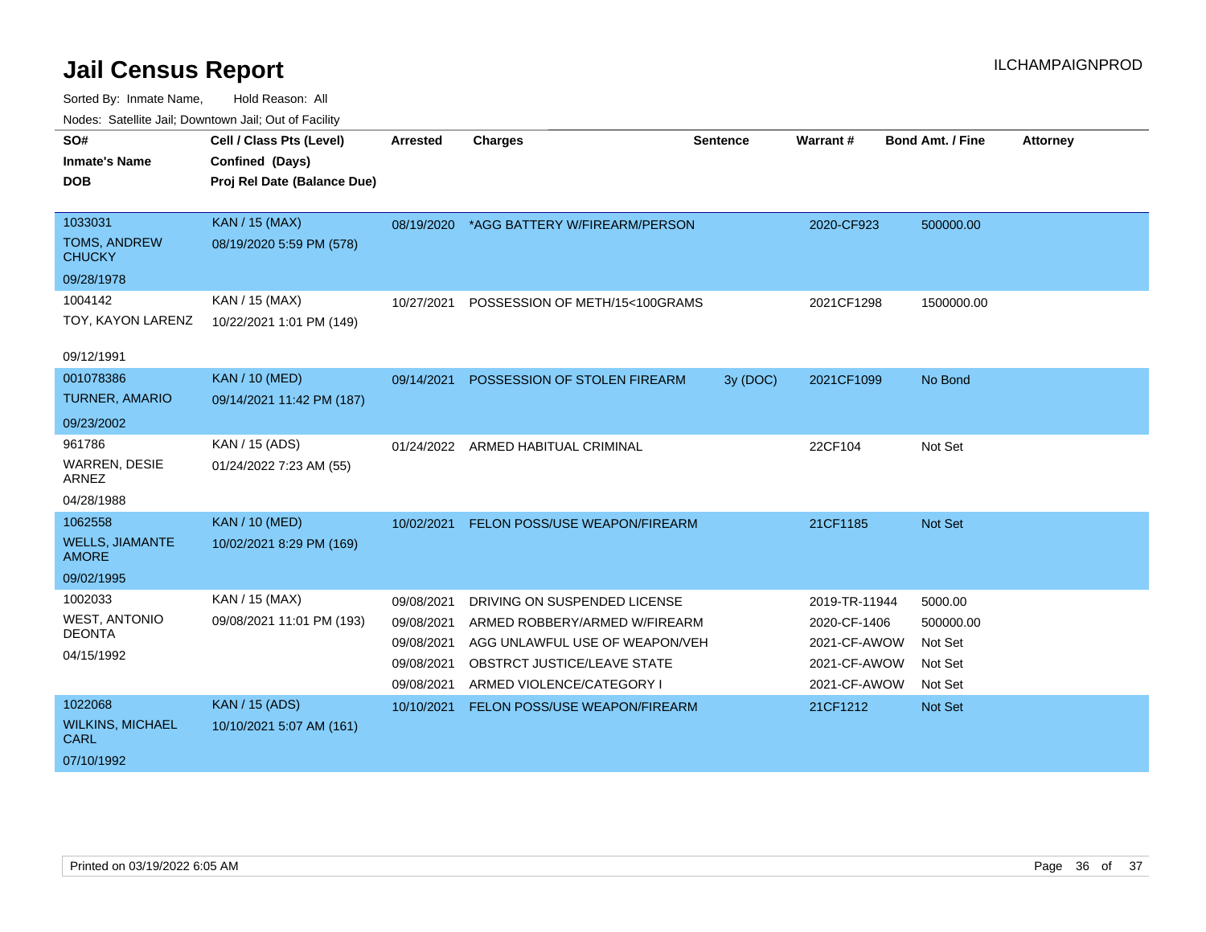# Jail Census Report

ILCHAMPAIGNPROD

Sorted By: Inmate Name, Hold Reason: All

Nodes: Satellite Jail; Downtown Jail; Out of Facility

| SO# / Inmate's Name / DOB | Cell / Class Pts (Level) / Confined (Days) / Proj Rel Date (Balance Due) | Arrested | Charges | Sentence | Warrant # | Bond Amt. / Fine | Attorney |
|---|---|---|---|---|---|---|---|
| 1033031 TOMS, ANDREW CHUCKY 09/28/1978 | KAN / 15 (MAX) 08/19/2020 5:59 PM (578) | 08/19/2020 | *AGG BATTERY W/FIREARM/PERSON | | 2020-CF923 | 500000.00 | |
| 1004142 TOY, KAYON LARENZ 09/12/1991 | KAN / 15 (MAX) 10/22/2021 1:01 PM (149) | 10/27/2021 | POSSESSION OF METH/15<100GRAMS | | 2021CF1298 | 1500000.00 | |
| 001078386 TURNER, AMARIO 09/23/2002 | KAN / 10 (MED) 09/14/2021 11:42 PM (187) | 09/14/2021 | POSSESSION OF STOLEN FIREARM | 3y (DOC) | 2021CF1099 | No Bond | |
| 961786 WARREN, DESIE ARNEZ 04/28/1988 | KAN / 15 (ADS) 01/24/2022 7:23 AM (55) | 01/24/2022 | ARMED HABITUAL CRIMINAL | | 22CF104 | Not Set | |
| 1062558 WELLS, JIAMANTE AMORE 09/02/1995 | KAN / 10 (MED) 10/02/2021 8:29 PM (169) | 10/02/2021 | FELON POSS/USE WEAPON/FIREARM | | 21CF1185 | Not Set | |
| 1002033 WEST, ANTONIO DEONTA 04/15/1992 | KAN / 15 (MAX) 09/08/2021 11:01 PM (193) | 09/08/2021 | DRIVING ON SUSPENDED LICENSE | | 2019-TR-11944 | 5000.00 | |
| | | 09/08/2021 | ARMED ROBBERY/ARMED W/FIREARM | | 2020-CF-1406 | 500000.00 | |
| | | 09/08/2021 | AGG UNLAWFUL USE OF WEAPON/VEH | | 2021-CF-AWOW | Not Set | |
| | | 09/08/2021 | OBSTRCT JUSTICE/LEAVE STATE | | 2021-CF-AWOW | Not Set | |
| | | 09/08/2021 | ARMED VIOLENCE/CATEGORY I | | 2021-CF-AWOW | Not Set | |
| 1022068 WILKINS, MICHAEL CARL 07/10/1992 | KAN / 15 (ADS) 10/10/2021 5:07 AM (161) | 10/10/2021 | FELON POSS/USE WEAPON/FIREARM | | 21CF1212 | Not Set | |

Printed on 03/19/2022 6:05 AM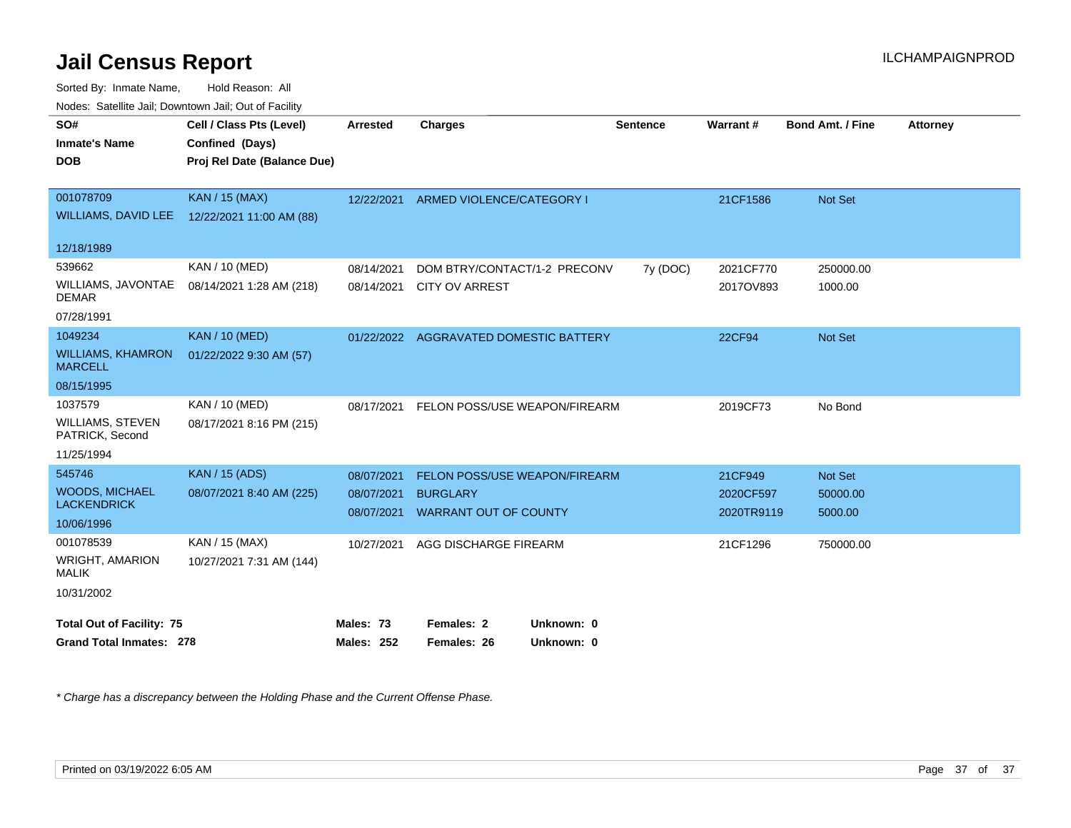# Jail Census Report

ILCHAMPAIGNPROD

Sorted By: Inmate Name, Hold Reason: All

Nodes: Satellite Jail; Downtown Jail; Out of Facility

| SO# / Inmate's Name / DOB | Cell / Class Pts (Level) / Confined (Days) / Proj Rel Date (Balance Due) | Arrested | Charges | Sentence | Warrant # | Bond Amt. / Fine | Attorney |
|---|---|---|---|---|---|---|---|
| 001078709<br>WILLIAMS, DAVID LEE<br>12/18/1989 | KAN / 15 (MAX)<br>12/22/2021 11:00 AM (88) | 12/22/2021 | ARMED VIOLENCE/CATEGORY I | | 21CF1586 | Not Set | |
| 539662<br>WILLIAMS, JAVONTAE DEMAR<br>07/28/1991 | KAN / 10 (MED)<br>08/14/2021 1:28 AM (218) | 08/14/2021<br>08/14/2021 | DOM BTRY/CONTACT/1-2 PRECONV<br>CITY OV ARREST | 7y (DOC) | 2021CF770<br>2017OV893 | 250000.00<br>1000.00 | |
| 1049234<br>WILLIAMS, KHAMRON MARCELL<br>08/15/1995 | KAN / 10 (MED)<br>01/22/2022 9:30 AM (57) | 01/22/2022 | AGGRAVATED DOMESTIC BATTERY | | 22CF94 | Not Set | |
| 1037579<br>WILLIAMS, STEVEN PATRICK, Second<br>11/25/1994 | KAN / 10 (MED)<br>08/17/2021 8:16 PM (215) | 08/17/2021 | FELON POSS/USE WEAPON/FIREARM | | 2019CF73 | No Bond | |
| 545746<br>WOODS, MICHAEL LACKENDRICK<br>10/06/1996 | KAN / 15 (ADS)<br>08/07/2021 8:40 AM (225) | 08/07/2021<br>08/07/2021<br>08/07/2021 | FELON POSS/USE WEAPON/FIREARM<br>BURGLARY<br>WARRANT OUT OF COUNTY | | 21CF949<br>2020CF597<br>2020TR9119 | Not Set<br>50000.00<br>5000.00 | |
| 001078539<br>WRIGHT, AMARION MALIK<br>10/31/2002 | KAN / 15 (MAX)<br>10/27/2021 7:31 AM (144) | 10/27/2021 | AGG DISCHARGE FIREARM | | 21CF1296 | 750000.00 | |

**Total Out of Facility: 75** **Males: 73** **Females: 2** **Unknown: 0**

**Grand Total Inmates: 278** **Males: 252** **Females: 26** **Unknown: 0**

*\* Charge has a discrepancy between the Holding Phase and the Current Offense Phase.*

Printed on 03/19/2022 6:05 AM